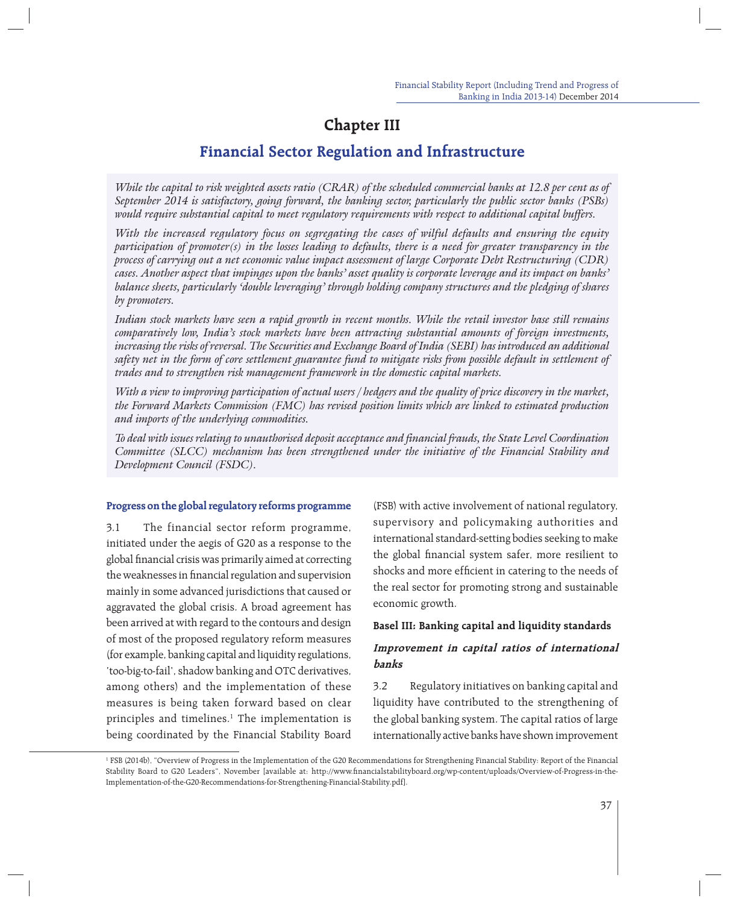# Chapter III

## Financial Sector Regulation and Infrastructure

*While the capital to risk weighted assets ratio (CRAR) of the scheduled commercial banks at 12.8 per cent as of September 2014 is satisfactory, going forward, the banking sector, particularly the public sector banks (PSBs) would require substantial capital to meet regulatory requirements with respect to additional capital buffers.*

*With the increased regulatory focus on segregating the cases of wilful defaults and ensuring the equity participation of promoter(s) in the losses leading to defaults, there is a need for greater transparency in the process of carrying out a net economic value impact assessment of large Corporate Debt Restructuring (CDR) cases. Another aspect that impinges upon the banks' asset quality is corporate leverage and its impact on banks' balance sheets, particularly 'double leveraging' through holding company structures and the pledging of shares by promoters.*

*Indian stock markets have seen a rapid growth in recent months. While the retail investor base still remains comparatively low, India's stock markets have been attracting substantial amounts of foreign investments, increasing the risks of reversal. The Securities and Exchange Board of India (SEBI) has introduced an additional safety net in the form of core settlement guarantee fund to mitigate risks from possible default in settlement of trades and to strengthen risk management framework in the domestic capital markets.*

*With a view to improving participation of actual users / hedgers and the quality of price discovery in the market, the Forward Markets Commission (FMC) has revised position limits which are linked to estimated production and imports of the underlying commodities.*

*To deal with issues relating to unauthorised deposit acceptance and financial frauds, the State Level Coordination Committee (SLCC) mechanism has been strengthened under the initiative of the Financial Stability and Development Council (FSDC).*

### Progress on the global regulatory reforms programme

3.1 The financial sector reform programme, initiated under the aegis of G20 as a response to the global financial crisis was primarily aimed at correcting the weaknesses in financial regulation and supervision mainly in some advanced jurisdictions that caused or aggravated the global crisis. A broad agreement has been arrived at with regard to the contours and design of most of the proposed regulatory reform measures (for example, banking capital and liquidity regulations, 'too-big-to-fail', shadow banking and OTC derivatives, among others) and the implementation of these measures is being taken forward based on clear principles and timelines.[1] The implementation is being coordinated by the Financial Stability Board (FSB) with active involvement of national regulatory, supervisory and policymaking authorities and international standard-setting bodies seeking to make the global financial system safer, more resilient to shocks and more efficient in catering to the needs of the real sector for promoting strong and sustainable economic growth.

#### Basel III: Banking capital and liquidity standards

##### *Improvement in capital ratios of international banks*

3.2 Regulatory initiatives on banking capital and liquidity have contributed to the strengthening of the global banking system. The capital ratios of large internationally active banks have shown improvement

[1] FSB (2014b), "Overview of Progress in the Implementation of the G20 Recommendations for Strengthening Financial Stability: Report of the Financial Stability Board to G20 Leaders", November [available at: http://www.financialstabilityboard.org/wp-content/uploads/Overview-of-Progress-in-the-Implementation-of-the-G20-Recommendations-for-Strengthening-Financial-Stability.pdf].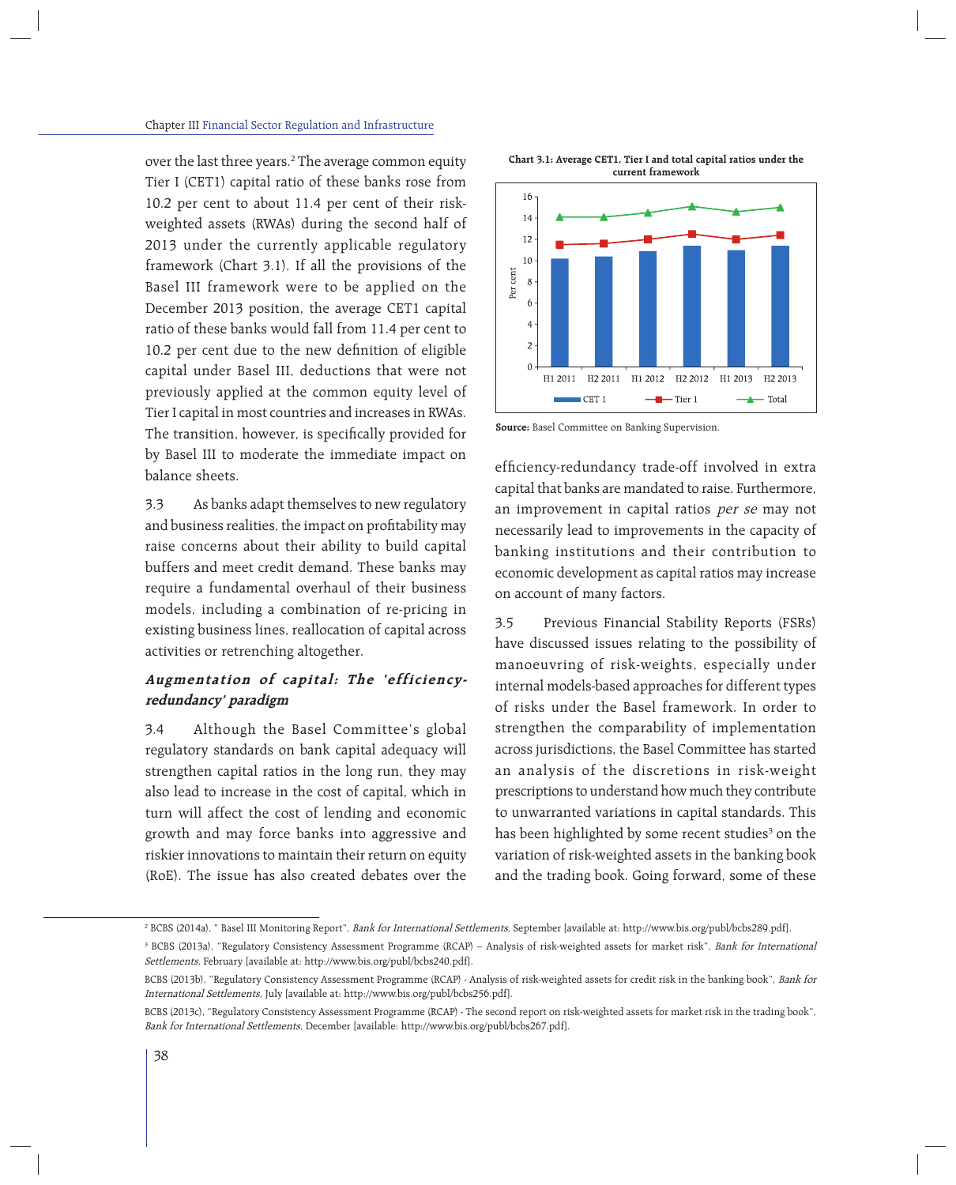over the last three years.[2] The average common equity Tier I (CET1) capital ratio of these banks rose from 10.2 per cent to about 11.4 per cent of their risk-weighted assets (RWAs) during the second half of 2013 under the currently applicable regulatory framework (Chart 3.1). If all the provisions of the Basel III framework were to be applied on the December 2013 position, the average CET1 capital ratio of these banks would fall from 11.4 per cent to 10.2 per cent due to the new definition of eligible capital under Basel III, deductions that were not previously applied at the common equity level of Tier I capital in most countries and increases in RWAs. The transition, however, is specifically provided for by Basel III to moderate the immediate impact on balance sheets.

3.3 As banks adapt themselves to new regulatory and business realities, the impact on profitability may raise concerns about their ability to build capital buffers and meet credit demand. These banks may require a fundamental overhaul of their business models, including a combination of re-pricing in existing business lines, reallocation of capital across activities or retrenching altogether.

**Chart 3.1: Average CET1, Tier I and total capital ratios under the current framework**

**Source:** Basel Committee on Banking Supervision.

### *Augmentation of capital: The 'efficiency-redundancy' paradigm*

3.4 Although the Basel Committee's global regulatory standards on bank capital adequacy will strengthen capital ratios in the long run, they may also lead to increase in the cost of capital, which in turn will affect the cost of lending and economic growth and may force banks into aggressive and riskier innovations to maintain their return on equity (RoE). The issue has also created debates over the efficiency-redundancy trade-off involved in extra capital that banks are mandated to raise. Furthermore, an improvement in capital ratios *per se* may not necessarily lead to improvements in the capacity of banking institutions and their contribution to economic development as capital ratios may increase on account of many factors.

3.5 Previous Financial Stability Reports (FSRs) have discussed issues relating to the possibility of manoeuvring of risk-weights, especially under internal models-based approaches for different types of risks under the Basel framework. In order to strengthen the comparability of implementation across jurisdictions, the Basel Committee has started an analysis of the discretions in risk-weight prescriptions to understand how much they contribute to unwarranted variations in capital standards. This has been highlighted by some recent studies[3] on the variation of risk-weighted assets in the banking book and the trading book. Going forward, some of these

---

[2] BCBS (2014a), " Basel III Monitoring Report", *Bank for International Settlements*, September [available at: http://www.bis.org/publ/bcbs289.pdf].

[3] BCBS (2013a), "Regulatory Consistency Assessment Programme (RCAP) – Analysis of risk-weighted assets for market risk", *Bank for International Settlements*, February [available at: http://www.bis.org/publ/bcbs240.pdf].

BCBS (2013b), "Regulatory Consistency Assessment Programme (RCAP) - Analysis of risk-weighted assets for credit risk in the banking book", *Bank for International Settlements*, July [available at: http://www.bis.org/publ/bcbs256.pdf].

BCBS (2013c), "Regulatory Consistency Assessment Programme (RCAP) - The second report on risk-weighted assets for market risk in the trading book", *Bank for International Settlements*, December [available: http://www.bis.org/publ/bcbs267.pdf].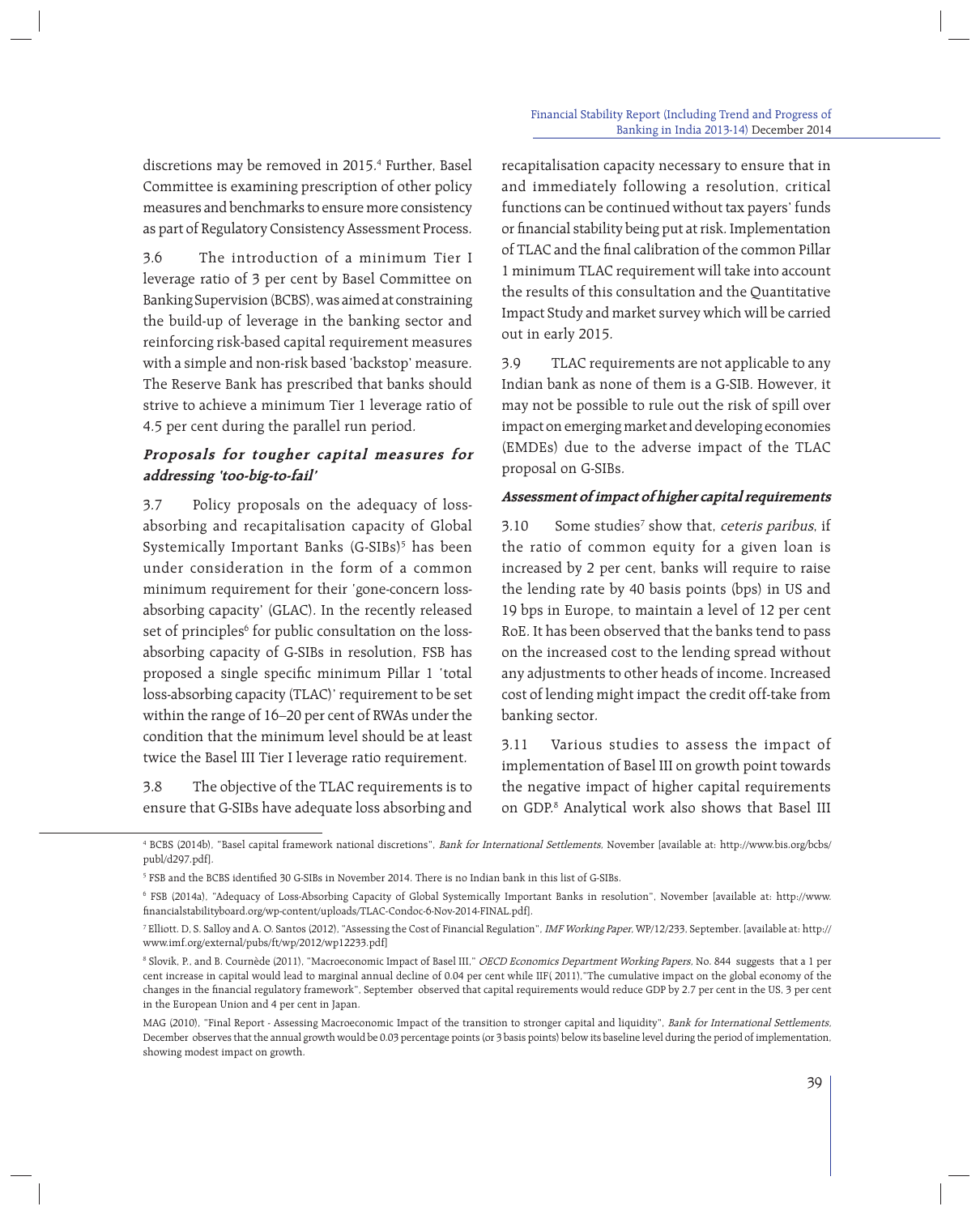discretions may be removed in 2015.[4] Further, Basel Committee is examining prescription of other policy measures and benchmarks to ensure more consistency as part of Regulatory Consistency Assessment Process.

3.6 The introduction of a minimum Tier I leverage ratio of 3 per cent by Basel Committee on Banking Supervision (BCBS), was aimed at constraining the build-up of leverage in the banking sector and reinforcing risk-based capital requirement measures with a simple and non-risk based 'backstop' measure. The Reserve Bank has prescribed that banks should strive to achieve a minimum Tier 1 leverage ratio of 4.5 per cent during the parallel run period.

### *Proposals for tougher capital measures for addressing 'too-big-to-fail'*

3.7 Policy proposals on the adequacy of loss-absorbing and recapitalisation capacity of Global Systemically Important Banks (G-SIBs)[5] has been under consideration in the form of a common minimum requirement for their 'gone-concern loss-absorbing capacity' (GLAC). In the recently released set of principles[6] for public consultation on the loss-absorbing capacity of G-SIBs in resolution, FSB has proposed a single specific minimum Pillar 1 'total loss-absorbing capacity (TLAC)' requirement to be set within the range of 16–20 per cent of RWAs under the condition that the minimum level should be at least twice the Basel III Tier I leverage ratio requirement.

3.8 The objective of the TLAC requirements is to ensure that G-SIBs have adequate loss absorbing and recapitalisation capacity necessary to ensure that in and immediately following a resolution, critical functions can be continued without tax payers' funds or financial stability being put at risk. Implementation of TLAC and the final calibration of the common Pillar 1 minimum TLAC requirement will take into account the results of this consultation and the Quantitative Impact Study and market survey which will be carried out in early 2015.

3.9 TLAC requirements are not applicable to any Indian bank as none of them is a G-SIB. However, it may not be possible to rule out the risk of spill over impact on emerging market and developing economies (EMDEs) due to the adverse impact of the TLAC proposal on G-SIBs.

### *Assessment of impact of higher capital requirements*

3.10 Some studies[7] show that, *ceteris paribus*, if the ratio of common equity for a given loan is increased by 2 per cent, banks will require to raise the lending rate by 40 basis points (bps) in US and 19 bps in Europe, to maintain a level of 12 per cent RoE. It has been observed that the banks tend to pass on the increased cost to the lending spread without any adjustments to other heads of income. Increased cost of lending might impact the credit off-take from banking sector.

3.11 Various studies to assess the impact of implementation of Basel III on growth point towards the negative impact of higher capital requirements on GDP.[8] Analytical work also shows that Basel III

---

[4] BCBS (2014b), "Basel capital framework national discretions", *Bank for International Settlements*, November [available at: http://www.bis.org/bcbs/publ/d297.pdf].

[5] FSB and the BCBS identified 30 G-SIBs in November 2014. There is no Indian bank in this list of G-SIBs.

[6] FSB (2014a), "Adequacy of Loss-Absorbing Capacity of Global Systemically Important Banks in resolution", November [available at: http://www.financialstabilityboard.org/wp-content/uploads/TLAC-Condoc-6-Nov-2014-FINAL.pdf].

[7] Elliott. D, S. Salloy and A. O. Santos (2012), "Assessing the Cost of Financial Regulation", *IMF Working Paper*, WP/12/233, September. [available at: http://www.imf.org/external/pubs/ft/wp/2012/wp12233.pdf]

[8] Slovik, P., and B. Cournède (2011), "Macroeconomic Impact of Basel III," *OECD Economics Department Working Papers*, No. 844 suggests that a 1 per cent increase in capital would lead to marginal annual decline of 0.04 per cent while IIF( 2011),"The cumulative impact on the global economy of the changes in the financial regulatory framework", September observed that capital requirements would reduce GDP by 2.7 per cent in the US, 3 per cent in the European Union and 4 per cent in Japan.

MAG (2010), "Final Report - Assessing Macroeconomic Impact of the transition to stronger capital and liquidity", *Bank for International Settlements*, December observes that the annual growth would be 0.03 percentage points (or 3 basis points) below its baseline level during the period of implementation, showing modest impact on growth.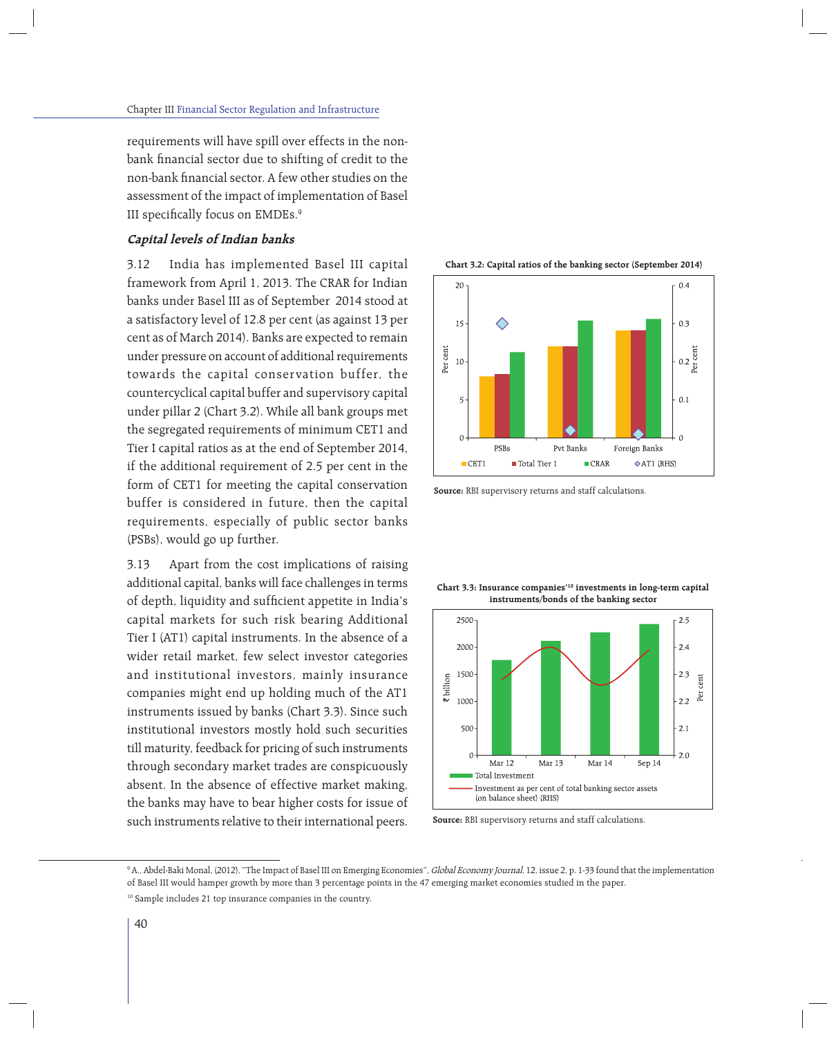requirements will have spill over effects in the non-bank financial sector due to shifting of credit to the non-bank financial sector. A few other studies on the assessment of the impact of implementation of Basel III specifically focus on EMDEs.[9]

### *Capital levels of Indian banks*

3.12 India has implemented Basel III capital framework from April 1, 2013. The CRAR for Indian banks under Basel III as of September 2014 stood at a satisfactory level of 12.8 per cent (as against 13 per cent as of March 2014). Banks are expected to remain under pressure on account of additional requirements towards the capital conservation buffer, the countercyclical capital buffer and supervisory capital under pillar 2 (Chart 3.2). While all bank groups met the segregated requirements of minimum CET1 and Tier I capital ratios as at the end of September 2014, if the additional requirement of 2.5 per cent in the form of CET1 for meeting the capital conservation buffer is considered in future, then the capital requirements, especially of public sector banks (PSBs), would go up further.

3.13 Apart from the cost implications of raising additional capital, banks will face challenges in terms of depth, liquidity and sufficient appetite in India's capital markets for such risk bearing Additional Tier I (AT1) capital instruments. In the absence of a wider retail market, few select investor categories and institutional investors, mainly insurance companies might end up holding much of the AT1 instruments issued by banks (Chart 3.3). Since such institutional investors mostly hold such securities till maturity, feedback for pricing of such instruments through secondary market trades are conspicuously absent. In the absence of effective market making, the banks may have to bear higher costs for issue of such instruments relative to their international peers.

**Chart 3.2: Capital ratios of the banking sector (September 2014)**

**Source:** RBI supervisory returns and staff calculations.

**Chart 3.3: Insurance companies'[10] investments in long-term capital instruments/bonds of the banking sector**

**Source:** RBI supervisory returns and staff calculations.

---

[9] A., Abdel-Baki Monal, (2012), "The Impact of Basel III on Emerging Economies", *Global Economy Journal*, 12, issue 2, p. 1-33 found that the implementation of Basel III would hamper growth by more than 3 percentage points in the 47 emerging market economies studied in the paper.

[10] Sample includes 21 top insurance companies in the country.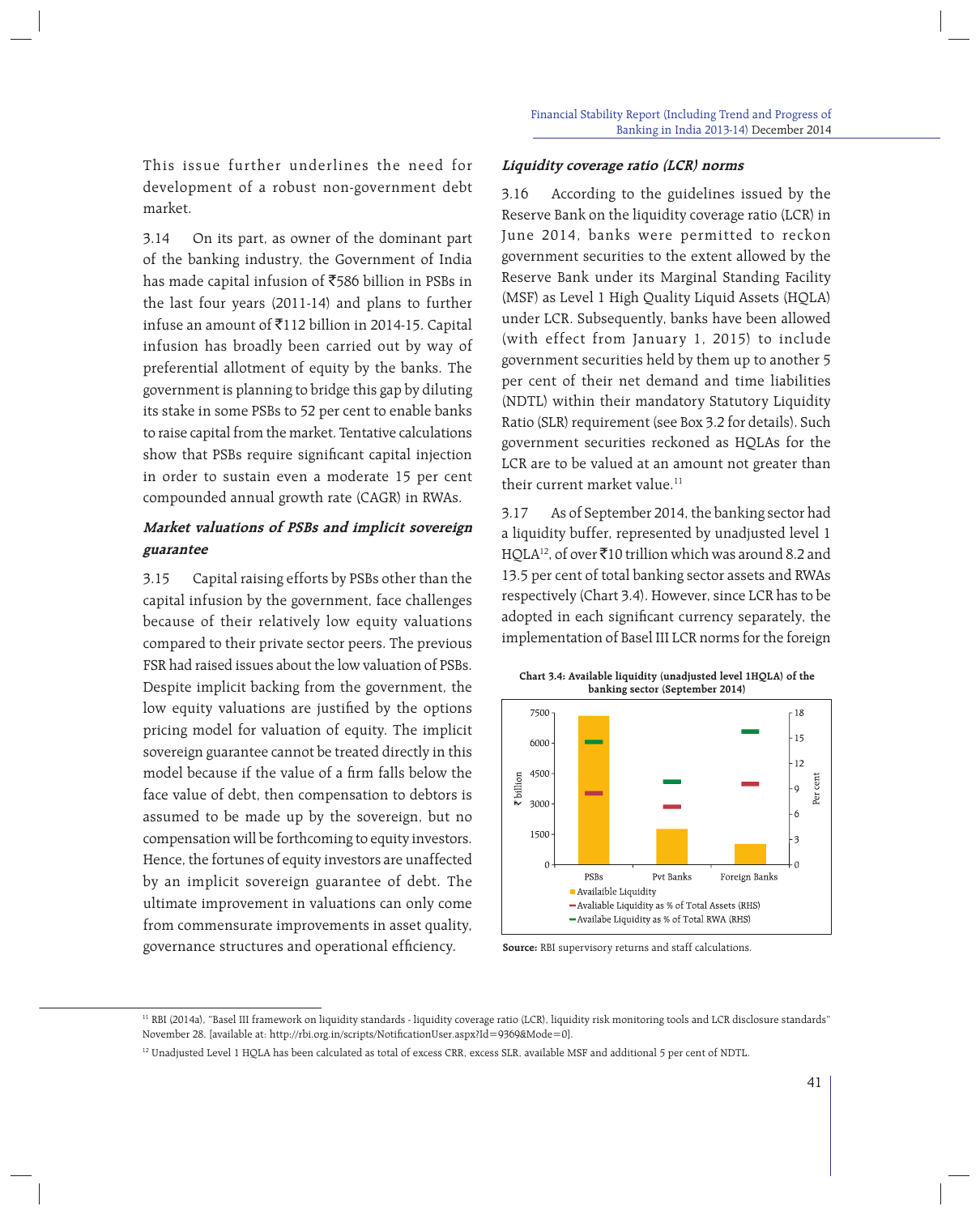This issue further underlines the need for development of a robust non-government debt market.

3.14 On its part, as owner of the dominant part of the banking industry, the Government of India has made capital infusion of ₹586 billion in PSBs in the last four years (2011-14) and plans to further infuse an amount of ₹112 billion in 2014-15. Capital infusion has broadly been carried out by way of preferential allotment of equity by the banks. The government is planning to bridge this gap by diluting its stake in some PSBs to 52 per cent to enable banks to raise capital from the market. Tentative calculations show that PSBs require significant capital injection in order to sustain even a moderate 15 per cent compounded annual growth rate (CAGR) in RWAs.

### *Market valuations of PSBs and implicit sovereign guarantee*

3.15 Capital raising efforts by PSBs other than the capital infusion by the government, face challenges because of their relatively low equity valuations compared to their private sector peers. The previous FSR had raised issues about the low valuation of PSBs. Despite implicit backing from the government, the low equity valuations are justified by the options pricing model for valuation of equity. The implicit sovereign guarantee cannot be treated directly in this model because if the value of a firm falls below the face value of debt, then compensation to debtors is assumed to be made up by the sovereign, but no compensation will be forthcoming to equity investors. Hence, the fortunes of equity investors are unaffected by an implicit sovereign guarantee of debt. The ultimate improvement in valuations can only come from commensurate improvements in asset quality, governance structures and operational efficiency.

### *Liquidity coverage ratio (LCR) norms*

3.16 According to the guidelines issued by the Reserve Bank on the liquidity coverage ratio (LCR) in June 2014, banks were permitted to reckon government securities to the extent allowed by the Reserve Bank under its Marginal Standing Facility (MSF) as Level 1 High Quality Liquid Assets (HQLA) under LCR. Subsequently, banks have been allowed (with effect from January 1, 2015) to include government securities held by them up to another 5 per cent of their net demand and time liabilities (NDTL) within their mandatory Statutory Liquidity Ratio (SLR) requirement (see Box 3.2 for details). Such government securities reckoned as HQLAs for the LCR are to be valued at an amount not greater than their current market value.[11]

3.17 As of September 2014, the banking sector had a liquidity buffer, represented by unadjusted level 1 HQLA[12], of over ₹10 trillion which was around 8.2 and 13.5 per cent of total banking sector assets and RWAs respectively (Chart 3.4). However, since LCR has to be adopted in each significant currency separately, the implementation of Basel III LCR norms for the foreign

**Chart 3.4: Available liquidity (unadjusted level 1HQLA) of the banking sector (September 2014)**

**Source:** RBI supervisory returns and staff calculations.

---

[11] RBI (2014a), "Basel III framework on liquidity standards - liquidity coverage ratio (LCR), liquidity risk monitoring tools and LCR disclosure standards" November 28. [available at: http://rbi.org.in/scripts/NotificationUser.aspx?Id=9369&Mode=0].

[12] Unadjusted Level 1 HQLA has been calculated as total of excess CRR, excess SLR, available MSF and additional 5 per cent of NDTL.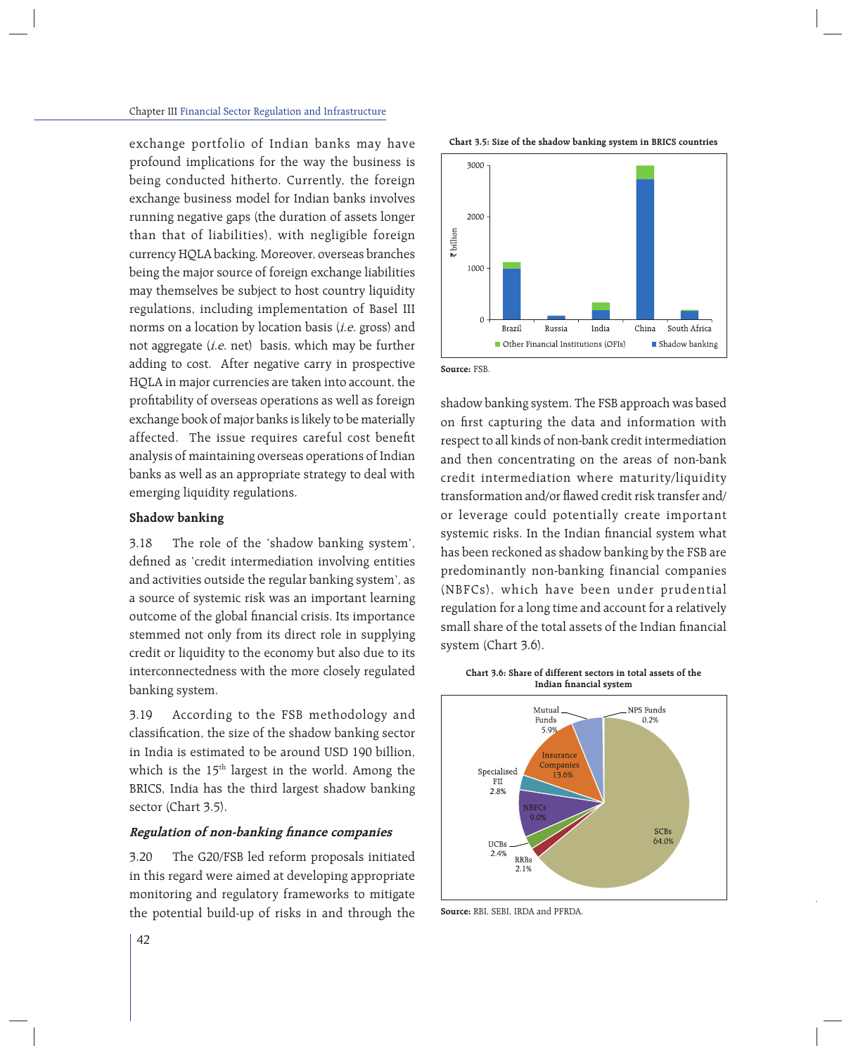exchange portfolio of Indian banks may have profound implications for the way the business is being conducted hitherto. Currently, the foreign exchange business model for Indian banks involves running negative gaps (the duration of assets longer than that of liabilities), with negligible foreign currency HQLA backing. Moreover, overseas branches being the major source of foreign exchange liabilities may themselves be subject to host country liquidity regulations, including implementation of Basel III norms on a location by location basis (*i.e.* gross) and not aggregate (*i.e.* net) basis, which may be further adding to cost. After negative carry in prospective HQLA in major currencies are taken into account, the profitability of overseas operations as well as foreign exchange book of major banks is likely to be materially affected. The issue requires careful cost benefit analysis of maintaining overseas operations of Indian banks as well as an appropriate strategy to deal with emerging liquidity regulations.

**Shadow banking**

3.18 The role of the 'shadow banking system', defined as 'credit intermediation involving entities and activities outside the regular banking system', as a source of systemic risk was an important learning outcome of the global financial crisis. Its importance stemmed not only from its direct role in supplying credit or liquidity to the economy but also due to its interconnectedness with the more closely regulated banking system.

3.19 According to the FSB methodology and classification, the size of the shadow banking sector in India is estimated to be around USD 190 billion, which is the 15th largest in the world. Among the BRICS, India has the third largest shadow banking sector (Chart 3.5).

***Regulation of non-banking finance companies***

3.20 The G20/FSB led reform proposals initiated in this regard were aimed at developing appropriate monitoring and regulatory frameworks to mitigate the potential build-up of risks in and through the shadow banking system. The FSB approach was based on first capturing the data and information with respect to all kinds of non-bank credit intermediation and then concentrating on the areas of non-bank credit intermediation where maturity/liquidity transformation and/or flawed credit risk transfer and/or leverage could potentially create important systemic risks. In the Indian financial system what has been reckoned as shadow banking by the FSB are predominantly non-banking financial companies (NBFCs), which have been under prudential regulation for a long time and account for a relatively small share of the total assets of the Indian financial system (Chart 3.6).

**Chart 3.5: Size of the shadow banking system in BRICS countries**

Source: FSB.

**Chart 3.6: Share of different sectors in total assets of the Indian financial system**

Source: RBI, SEBI, IRDA and PFRDA.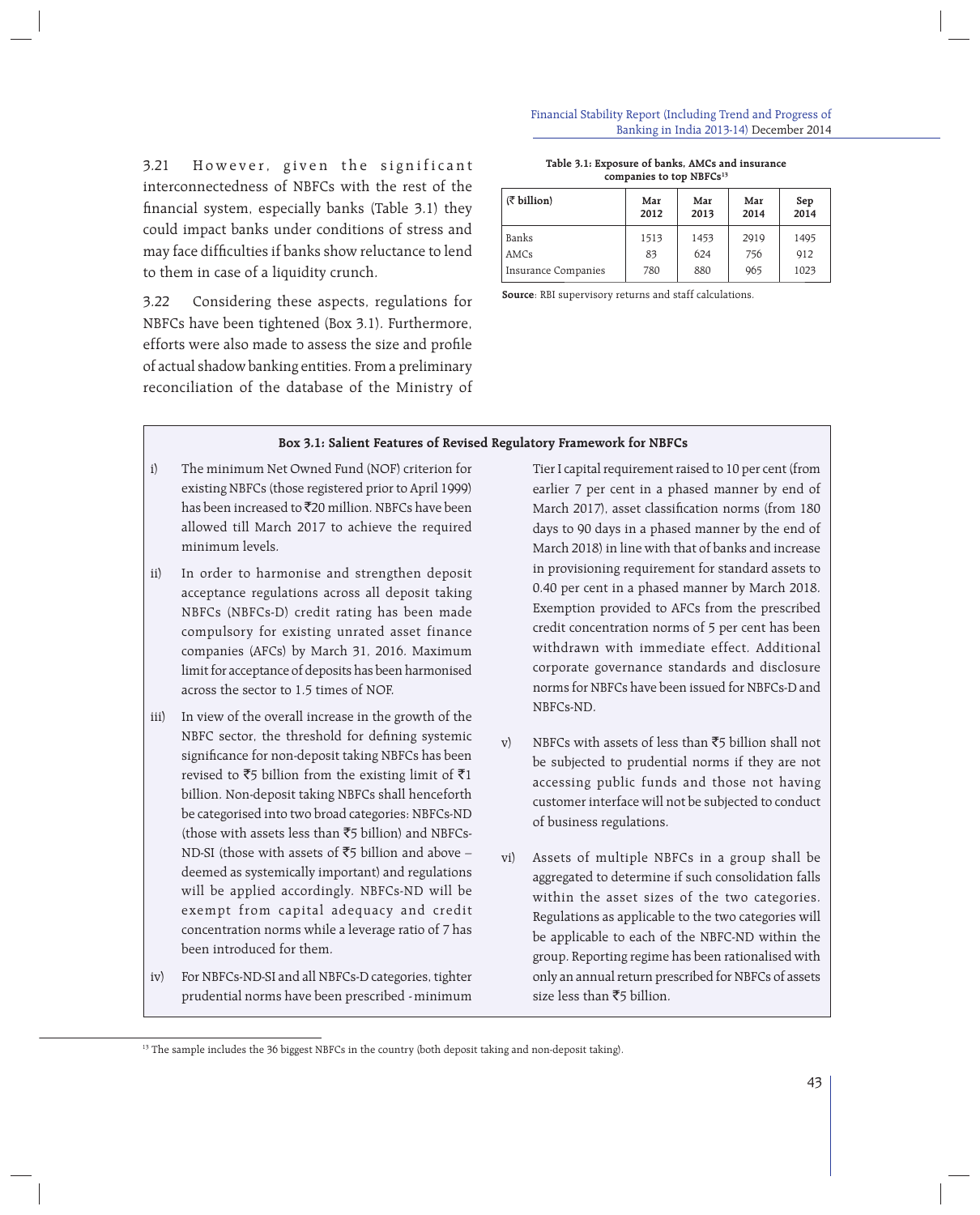3.21 However, given the significant interconnectedness of NBFCs with the rest of the financial system, especially banks (Table 3.1) they could impact banks under conditions of stress and may face difficulties if banks show reluctance to lend to them in case of a liquidity crunch.

3.22 Considering these aspects, regulations for NBFCs have been tightened (Box 3.1). Furthermore, efforts were also made to assess the size and profile of actual shadow banking entities. From a preliminary reconciliation of the database of the Ministry of

**Table 3.1: Exposure of banks, AMCs and insurance companies to top NBFCs[13]**

| (₹ billion) | Mar 2012 | Mar 2013 | Mar 2014 | Sep 2014 |
|---|---|---|---|---|
| Banks | 1513 | 1453 | 2919 | 1495 |
| AMCs | 83 | 624 | 756 | 912 |
| Insurance Companies | 780 | 880 | 965 | 1023 |

**Source**: RBI supervisory returns and staff calculations.

**Box 3.1: Salient Features of Revised Regulatory Framework for NBFCs**

i) The minimum Net Owned Fund (NOF) criterion for existing NBFCs (those registered prior to April 1999) has been increased to ₹20 million. NBFCs have been allowed till March 2017 to achieve the required minimum levels.

ii) In order to harmonise and strengthen deposit acceptance regulations across all deposit taking NBFCs (NBFCs-D) credit rating has been made compulsory for existing unrated asset finance companies (AFCs) by March 31, 2016. Maximum limit for acceptance of deposits has been harmonised across the sector to 1.5 times of NOF.

iii) In view of the overall increase in the growth of the NBFC sector, the threshold for defining systemic significance for non-deposit taking NBFCs has been revised to ₹5 billion from the existing limit of ₹1 billion. Non-deposit taking NBFCs shall henceforth be categorised into two broad categories: NBFCs-ND (those with assets less than ₹5 billion) and NBFCs-ND-SI (those with assets of ₹5 billion and above – deemed as systemically important) and regulations will be applied accordingly. NBFCs-ND will be exempt from capital adequacy and credit concentration norms while a leverage ratio of 7 has been introduced for them.

iv) For NBFCs-ND-SI and all NBFCs-D categories, tighter prudential norms have been prescribed - minimum Tier I capital requirement raised to 10 per cent (from earlier 7 per cent in a phased manner by end of March 2017), asset classification norms (from 180 days to 90 days in a phased manner by the end of March 2018) in line with that of banks and increase in provisioning requirement for standard assets to 0.40 per cent in a phased manner by March 2018. Exemption provided to AFCs from the prescribed credit concentration norms of 5 per cent has been withdrawn with immediate effect. Additional corporate governance standards and disclosure norms for NBFCs have been issued for NBFCs-D and NBFCs-ND.

v) NBFCs with assets of less than ₹5 billion shall not be subjected to prudential norms if they are not accessing public funds and those not having customer interface will not be subjected to conduct of business regulations.

vi) Assets of multiple NBFCs in a group shall be aggregated to determine if such consolidation falls within the asset sizes of the two categories. Regulations as applicable to the two categories will be applicable to each of the NBFC-ND within the group. Reporting regime has been rationalised with only an annual return prescribed for NBFCs of assets size less than ₹5 billion.

---

[13] The sample includes the 36 biggest NBFCs in the country (both deposit taking and non-deposit taking).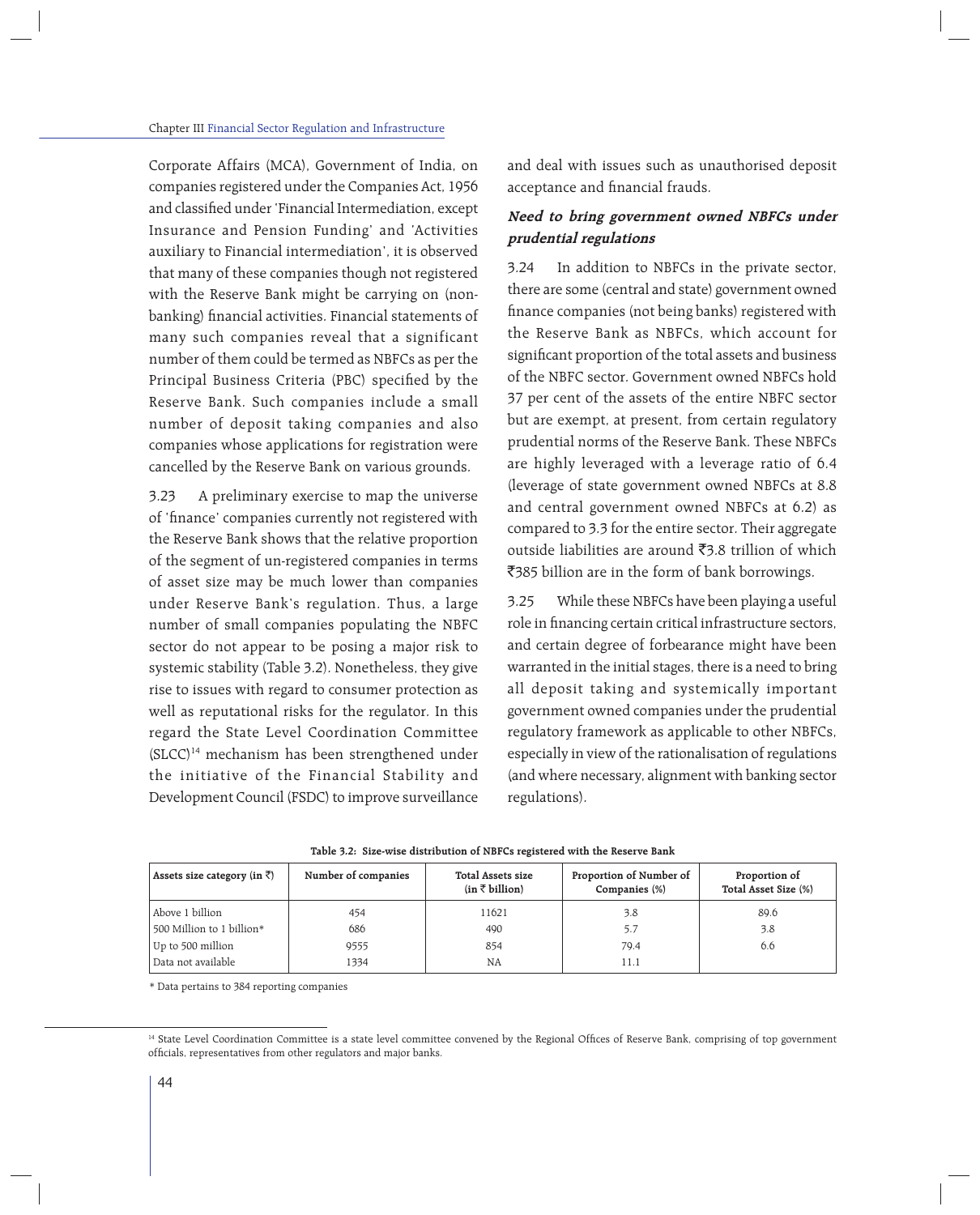Corporate Affairs (MCA), Government of India, on companies registered under the Companies Act, 1956 and classified under 'Financial Intermediation, except Insurance and Pension Funding' and 'Activities auxiliary to Financial intermediation', it is observed that many of these companies though not registered with the Reserve Bank might be carrying on (non-banking) financial activities. Financial statements of many such companies reveal that a significant number of them could be termed as NBFCs as per the Principal Business Criteria (PBC) specified by the Reserve Bank. Such companies include a small number of deposit taking companies and also companies whose applications for registration were cancelled by the Reserve Bank on various grounds.

3.23 A preliminary exercise to map the universe of 'finance' companies currently not registered with the Reserve Bank shows that the relative proportion of the segment of un-registered companies in terms of asset size may be much lower than companies under Reserve Bank's regulation. Thus, a large number of small companies populating the NBFC sector do not appear to be posing a major risk to systemic stability (Table 3.2). Nonetheless, they give rise to issues with regard to consumer protection as well as reputational risks for the regulator. In this regard the State Level Coordination Committee (SLCC)[14] mechanism has been strengthened under the initiative of the Financial Stability and Development Council (FSDC) to improve surveillance and deal with issues such as unauthorised deposit acceptance and financial frauds.

### *Need to bring government owned NBFCs under prudential regulations*

3.24 In addition to NBFCs in the private sector, there are some (central and state) government owned finance companies (not being banks) registered with the Reserve Bank as NBFCs, which account for significant proportion of the total assets and business of the NBFC sector. Government owned NBFCs hold 37 per cent of the assets of the entire NBFC sector but are exempt, at present, from certain regulatory prudential norms of the Reserve Bank. These NBFCs are highly leveraged with a leverage ratio of 6.4 (leverage of state government owned NBFCs at 8.8 and central government owned NBFCs at 6.2) as compared to 3.3 for the entire sector. Their aggregate outside liabilities are around ₹3.8 trillion of which ₹385 billion are in the form of bank borrowings.

3.25 While these NBFCs have been playing a useful role in financing certain critical infrastructure sectors, and certain degree of forbearance might have been warranted in the initial stages, there is a need to bring all deposit taking and systemically important government owned companies under the prudential regulatory framework as applicable to other NBFCs, especially in view of the rationalisation of regulations (and where necessary, alignment with banking sector regulations).

**Table 3.2: Size-wise distribution of NBFCs registered with the Reserve Bank**

| Assets size category (in ₹) | Number of companies | Total Assets size (in ₹ billion) | Proportion of Number of Companies (%) | Proportion of Total Asset Size (%) |
|---|---|---|---|---|
| Above 1 billion | 454 | 11621 | 3.8 | 89.6 |
| 500 Million to 1 billion* | 686 | 490 | 5.7 | 3.8 |
| Up to 500 million | 9555 | 854 | 79.4 | 6.6 |
| Data not available | 1334 | NA | 11.1 | |

\* Data pertains to 384 reporting companies

[14] State Level Coordination Committee is a state level committee convened by the Regional Offices of Reserve Bank, comprising of top government officials, representatives from other regulators and major banks.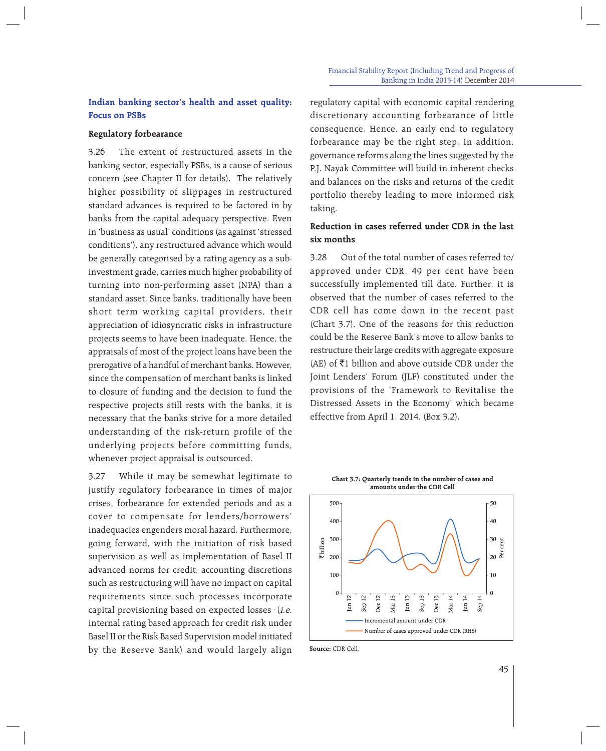## Indian banking sector's health and asset quality: Focus on PSBs

### Regulatory forbearance

3.26 The extent of restructured assets in the banking sector, especially PSBs, is a cause of serious concern (see Chapter II for details). The relatively higher possibility of slippages in restructured standard advances is required to be factored in by banks from the capital adequacy perspective. Even in 'business as usual' conditions (as against 'stressed conditions'), any restructured advance which would be generally categorised by a rating agency as a sub-investment grade, carries much higher probability of turning into non-performing asset (NPA) than a standard asset. Since banks, traditionally have been short term working capital providers, their appreciation of idiosyncratic risks in infrastructure projects seems to have been inadequate. Hence, the appraisals of most of the project loans have been the prerogative of a handful of merchant banks. However, since the compensation of merchant banks is linked to closure of funding and the decision to fund the respective projects still rests with the banks, it is necessary that the banks strive for a more detailed understanding of the risk-return profile of the underlying projects before committing funds, whenever project appraisal is outsourced.

3.27 While it may be somewhat legitimate to justify regulatory forbearance in times of major crises, forbearance for extended periods and as a cover to compensate for lenders/borrowers' inadequacies engenders moral hazard. Furthermore, going forward, with the initiation of risk based supervision as well as implementation of Basel II advanced norms for credit, accounting discretions such as restructuring will have no impact on capital requirements since such processes incorporate capital provisioning based on expected losses (*i.e.* internal rating based approach for credit risk under Basel II or the Risk Based Supervision model initiated by the Reserve Bank) and would largely align regulatory capital with economic capital rendering discretionary accounting forbearance of little consequence. Hence, an early end to regulatory forbearance may be the right step. In addition, governance reforms along the lines suggested by the P.J. Nayak Committee will build in inherent checks and balances on the risks and returns of the credit portfolio thereby leading to more informed risk taking.

### Reduction in cases referred under CDR in the last six months

3.28 Out of the total number of cases referred to/approved under CDR, 49 per cent have been successfully implemented till date. Further, it is observed that the number of cases referred to the CDR cell has come down in the recent past (Chart 3.7). One of the reasons for this reduction could be the Reserve Bank's move to allow banks to restructure their large credits with aggregate exposure (AE) of ₹1 billion and above outside CDR under the Joint Lenders' Forum (JLF) constituted under the provisions of the 'Framework to Revitalise the Distressed Assets in the Economy' which became effective from April 1, 2014. (Box 3.2).

**Chart 3.7: Quarterly trends in the number of cases and amounts under the CDR Cell**

**Source:** CDR Cell.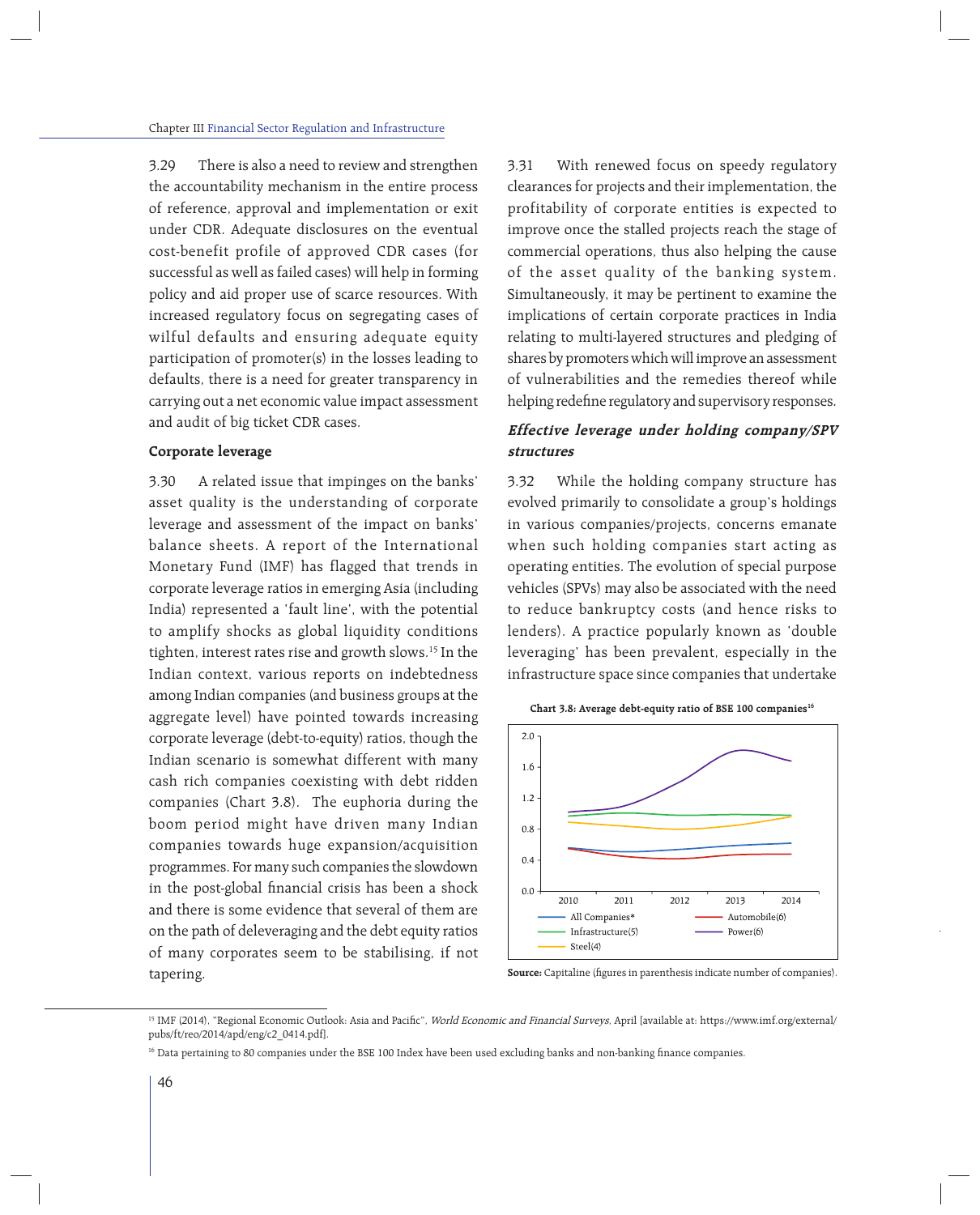3.29 There is also a need to review and strengthen the accountability mechanism in the entire process of reference, approval and implementation or exit under CDR. Adequate disclosures on the eventual cost-benefit profile of approved CDR cases (for successful as well as failed cases) will help in forming policy and aid proper use of scarce resources. With increased regulatory focus on segregating cases of wilful defaults and ensuring adequate equity participation of promoter(s) in the losses leading to defaults, there is a need for greater transparency in carrying out a net economic value impact assessment and audit of big ticket CDR cases.

**Corporate leverage**

3.30 A related issue that impinges on the banks' asset quality is the understanding of corporate leverage and assessment of the impact on banks' balance sheets. A report of the International Monetary Fund (IMF) has flagged that trends in corporate leverage ratios in emerging Asia (including India) represented a 'fault line', with the potential to amplify shocks as global liquidity conditions tighten, interest rates rise and growth slows.[15] In the Indian context, various reports on indebtedness among Indian companies (and business groups at the aggregate level) have pointed towards increasing corporate leverage (debt-to-equity) ratios, though the Indian scenario is somewhat different with many cash rich companies coexisting with debt ridden companies (Chart 3.8). The euphoria during the boom period might have driven many Indian companies towards huge expansion/acquisition programmes. For many such companies the slowdown in the post-global financial crisis has been a shock and there is some evidence that several of them are on the path of deleveraging and the debt equity ratios of many corporates seem to be stabilising, if not tapering.

3.31 With renewed focus on speedy regulatory clearances for projects and their implementation, the profitability of corporate entities is expected to improve once the stalled projects reach the stage of commercial operations, thus also helping the cause of the asset quality of the banking system. Simultaneously, it may be pertinent to examine the implications of certain corporate practices in India relating to multi-layered structures and pledging of shares by promoters which will improve an assessment of vulnerabilities and the remedies thereof while helping redefine regulatory and supervisory responses.

***Effective leverage under holding company/SPV structures***

3.32 While the holding company structure has evolved primarily to consolidate a group's holdings in various companies/projects, concerns emanate when such holding companies start acting as operating entities. The evolution of special purpose vehicles (SPVs) may also be associated with the need to reduce bankruptcy costs (and hence risks to lenders). A practice popularly known as 'double leveraging' has been prevalent, especially in the infrastructure space since companies that undertake

**Chart 3.8: Average debt-equity ratio of BSE 100 companies[16]**

**Source:** Capitaline (figures in parenthesis indicate number of companies).

[15] IMF (2014), "Regional Economic Outlook: Asia and Pacific", *World Economic and Financial Surveys*, April [available at: https://www.imf.org/external/pubs/ft/reo/2014/apd/eng/c2_0414.pdf].

[16] Data pertaining to 80 companies under the BSE 100 Index have been used excluding banks and non-banking finance companies.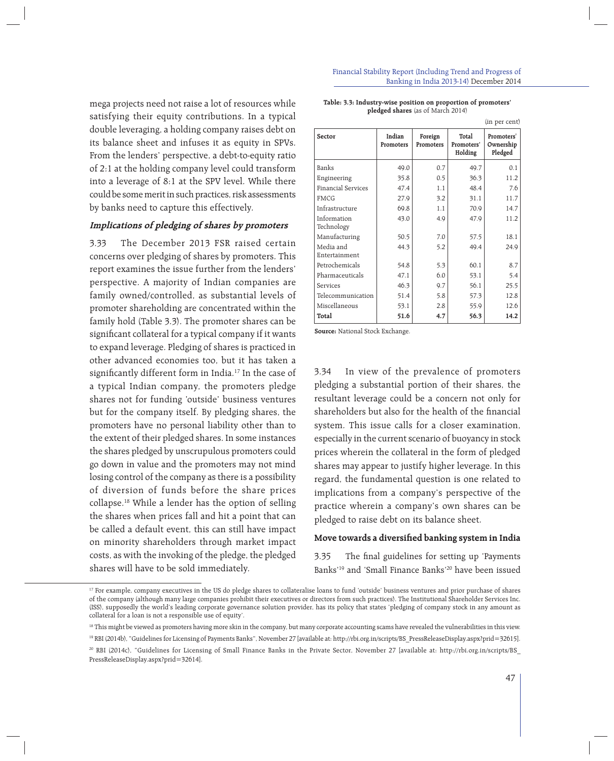mega projects need not raise a lot of resources while satisfying their equity contributions. In a typical double leveraging, a holding company raises debt on its balance sheet and infuses it as equity in SPVs. From the lenders' perspective, a debt-to-equity ratio of 2:1 at the holding company level could transform into a leverage of 8:1 at the SPV level. While there could be some merit in such practices, risk assessments by banks need to capture this effectively.

### *Implications of pledging of shares by promoters*

3.33 The December 2013 FSR raised certain concerns over pledging of shares by promoters. This report examines the issue further from the lenders' perspective. A majority of Indian companies are family owned/controlled, as substantial levels of promoter shareholding are concentrated within the family hold (Table 3.3). The promoter shares can be significant collateral for a typical company if it wants to expand leverage. Pledging of shares is practiced in other advanced economies too, but it has taken a significantly different form in India.[17] In the case of a typical Indian company, the promoters pledge shares not for funding 'outside' business ventures but for the company itself. By pledging shares, the promoters have no personal liability other than to the extent of their pledged shares. In some instances the shares pledged by unscrupulous promoters could go down in value and the promoters may not mind losing control of the company as there is a possibility of diversion of funds before the share prices collapse.[18] While a lender has the option of selling the shares when prices fall and hit a point that can be called a default event, this can still have impact on minority shareholders through market impact costs, as with the invoking of the pledge, the pledged shares will have to be sold immediately.

**Table: 3.3: Industry-wise position on proportion of promoters' pledged shares** (as of March 2014)

(in per cent)

| Sector | Indian Promoters | Foreign Promoters | Total Promoters' Holding | Promoters' Ownership Pledged |
|---|---|---|---|---|
| Banks | 49.0 | 0.7 | 49.7 | 0.1 |
| Engineering | 35.8 | 0.5 | 36.3 | 11.2 |
| Financial Services | 47.4 | 1.1 | 48.4 | 7.6 |
| FMCG | 27.9 | 3.2 | 31.1 | 11.7 |
| Infrastructure | 69.8 | 1.1 | 70.9 | 14.7 |
| Information Technology | 43.0 | 4.9 | 47.9 | 11.2 |
| Manufacturing | 50.5 | 7.0 | 57.5 | 18.1 |
| Media and Entertainment | 44.3 | 5.2 | 49.4 | 24.9 |
| Petrochemicals | 54.8 | 5.3 | 60.1 | 8.7 |
| Pharmaceuticals | 47.1 | 6.0 | 53.1 | 5.4 |
| Services | 46.3 | 9.7 | 56.1 | 25.5 |
| Telecommunication | 51.4 | 5.8 | 57.3 | 12.8 |
| Miscellaneous | 53.1 | 2.8 | 55.9 | 12.6 |
| **Total** | **51.6** | **4.7** | **56.3** | **14.2** |

**Source:** National Stock Exchange.

3.34 In view of the prevalence of promoters pledging a substantial portion of their shares, the resultant leverage could be a concern not only for shareholders but also for the health of the financial system. This issue calls for a closer examination, especially in the current scenario of buoyancy in stock prices wherein the collateral in the form of pledged shares may appear to justify higher leverage. In this regard, the fundamental question is one related to implications from a company's perspective of the practice wherein a company's own shares can be pledged to raise debt on its balance sheet.

### Move towards a diversified banking system in India

3.35 The final guidelines for setting up 'Payments Banks'[19] and 'Small Finance Banks'[20] have been issued

---

[17] For example, company executives in the US do pledge shares to collateralise loans to fund 'outside' business ventures and prior purchase of shares of the company (although many large companies prohibit their executives or directors from such practices). The Institutional Shareholder Services Inc. (ISS), supposedly the world's leading corporate governance solution provider, has its policy that states 'pledging of company stock in any amount as collateral for a loan is not a responsible use of equity'.

[18] This might be viewed as promoters having more skin in the company, but many corporate accounting scams have revealed the vulnerabilities in this view.

[19] RBI (2014b), "Guidelines for Licensing of Payments Banks", November 27 [available at: http://rbi.org.in/scripts/BS_PressReleaseDisplay.aspx?prid=32615].

[20] RBI (2014c), "Guidelines for Licensing of Small Finance Banks in the Private Sector, November 27 [available at: http://rbi.org.in/scripts/BS_PressReleaseDisplay.aspx?prid=32614].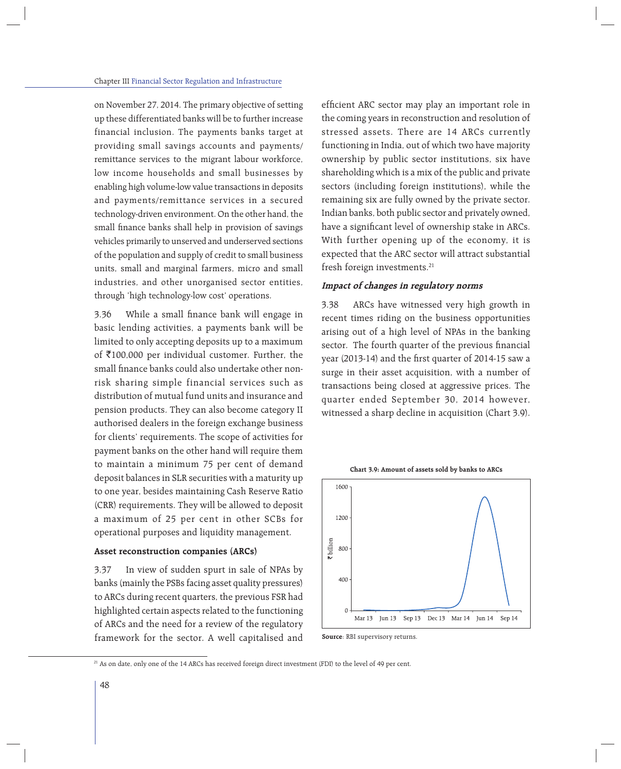on November 27, 2014. The primary objective of setting up these differentiated banks will be to further increase financial inclusion. The payments banks target at providing small savings accounts and payments/ remittance services to the migrant labour workforce, low income households and small businesses by enabling high volume-low value transactions in deposits and payments/remittance services in a secured technology-driven environment. On the other hand, the small finance banks shall help in provision of savings vehicles primarily to unserved and underserved sections of the population and supply of credit to small business units, small and marginal farmers, micro and small industries, and other unorganised sector entities, through 'high technology-low cost' operations.

3.36 While a small finance bank will engage in basic lending activities, a payments bank will be limited to only accepting deposits up to a maximum of ₹100,000 per individual customer. Further, the small finance banks could also undertake other non-risk sharing simple financial services such as distribution of mutual fund units and insurance and pension products. They can also become category II authorised dealers in the foreign exchange business for clients' requirements. The scope of activities for payment banks on the other hand will require them to maintain a minimum 75 per cent of demand deposit balances in SLR securities with a maturity up to one year, besides maintaining Cash Reserve Ratio (CRR) requirements. They will be allowed to deposit a maximum of 25 per cent in other SCBs for operational purposes and liquidity management.

**Asset reconstruction companies (ARCs)**

3.37 In view of sudden spurt in sale of NPAs by banks (mainly the PSBs facing asset quality pressures) to ARCs during recent quarters, the previous FSR had highlighted certain aspects related to the functioning of ARCs and the need for a review of the regulatory framework for the sector. A well capitalised and efficient ARC sector may play an important role in the coming years in reconstruction and resolution of stressed assets. There are 14 ARCs currently functioning in India, out of which two have majority ownership by public sector institutions, six have shareholding which is a mix of the public and private sectors (including foreign institutions), while the remaining six are fully owned by the private sector. Indian banks, both public sector and privately owned, have a significant level of ownership stake in ARCs. With further opening up of the economy, it is expected that the ARC sector will attract substantial fresh foreign investments.[21]

***Impact of changes in regulatory norms***

3.38 ARCs have witnessed very high growth in recent times riding on the business opportunities arising out of a high level of NPAs in the banking sector. The fourth quarter of the previous financial year (2013-14) and the first quarter of 2014-15 saw a surge in their asset acquisition, with a number of transactions being closed at aggressive prices. The quarter ended September 30, 2014 however, witnessed a sharp decline in acquisition (Chart 3.9).

**Chart 3.9: Amount of assets sold by banks to ARCs**

**Source**: RBI supervisory returns.

[21] As on date, only one of the 14 ARCs has received foreign direct investment (FDI) to the level of 49 per cent.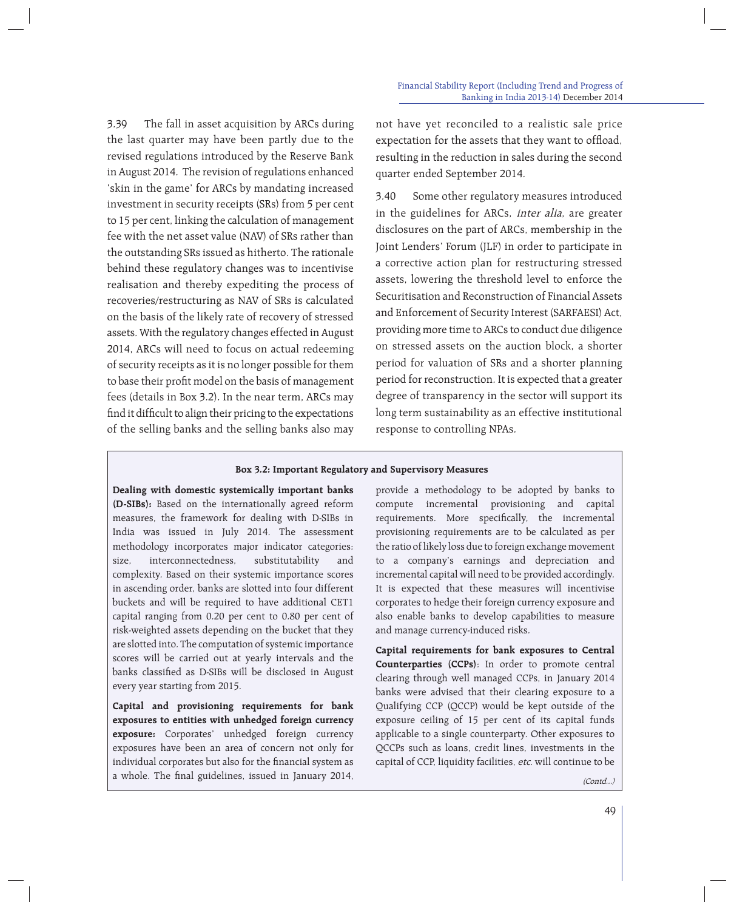3.39 The fall in asset acquisition by ARCs during the last quarter may have been partly due to the revised regulations introduced by the Reserve Bank in August 2014. The revision of regulations enhanced 'skin in the game' for ARCs by mandating increased investment in security receipts (SRs) from 5 per cent to 15 per cent, linking the calculation of management fee with the net asset value (NAV) of SRs rather than the outstanding SRs issued as hitherto. The rationale behind these regulatory changes was to incentivise realisation and thereby expediting the process of recoveries/restructuring as NAV of SRs is calculated on the basis of the likely rate of recovery of stressed assets. With the regulatory changes effected in August 2014, ARCs will need to focus on actual redeeming of security receipts as it is no longer possible for them to base their profit model on the basis of management fees (details in Box 3.2). In the near term, ARCs may find it difficult to align their pricing to the expectations of the selling banks and the selling banks also may not have yet reconciled to a realistic sale price expectation for the assets that they want to offload, resulting in the reduction in sales during the second quarter ended September 2014.

3.40 Some other regulatory measures introduced in the guidelines for ARCs, *inter alia*, are greater disclosures on the part of ARCs, membership in the Joint Lenders' Forum (JLF) in order to participate in a corrective action plan for restructuring stressed assets, lowering the threshold level to enforce the Securitisation and Reconstruction of Financial Assets and Enforcement of Security Interest (SARFAESI) Act, providing more time to ARCs to conduct due diligence on stressed assets on the auction block, a shorter period for valuation of SRs and a shorter planning period for reconstruction. It is expected that a greater degree of transparency in the sector will support its long term sustainability as an effective institutional response to controlling NPAs.

### Box 3.2: Important Regulatory and Supervisory Measures

**Dealing with domestic systemically important banks (D-SIBs):** Based on the internationally agreed reform measures, the framework for dealing with D-SIBs in India was issued in July 2014. The assessment methodology incorporates major indicator categories: size, interconnectedness, substitutability and complexity. Based on their systemic importance scores in ascending order, banks are slotted into four different buckets and will be required to have additional CET1 capital ranging from 0.20 per cent to 0.80 per cent of risk-weighted assets depending on the bucket that they are slotted into. The computation of systemic importance scores will be carried out at yearly intervals and the banks classified as D-SIBs will be disclosed in August every year starting from 2015.

**Capital and provisioning requirements for bank exposures to entities with unhedged foreign currency exposure:** Corporates' unhedged foreign currency exposures have been an area of concern not only for individual corporates but also for the financial system as a whole. The final guidelines, issued in January 2014, provide a methodology to be adopted by banks to compute incremental provisioning and capital requirements. More specifically, the incremental provisioning requirements are to be calculated as per the ratio of likely loss due to foreign exchange movement to a company's earnings and depreciation and incremental capital will need to be provided accordingly. It is expected that these measures will incentivise corporates to hedge their foreign currency exposure and also enable banks to develop capabilities to measure and manage currency-induced risks.

**Capital requirements for bank exposures to Central Counterparties (CCPs):** In order to promote central clearing through well managed CCPs, in January 2014 banks were advised that their clearing exposure to a Qualifying CCP (QCCP) would be kept outside of the exposure ceiling of 15 per cent of its capital funds applicable to a single counterparty. Other exposures to QCCPs such as loans, credit lines, investments in the capital of CCP, liquidity facilities, *etc.* will continue to be

*(Contd...)*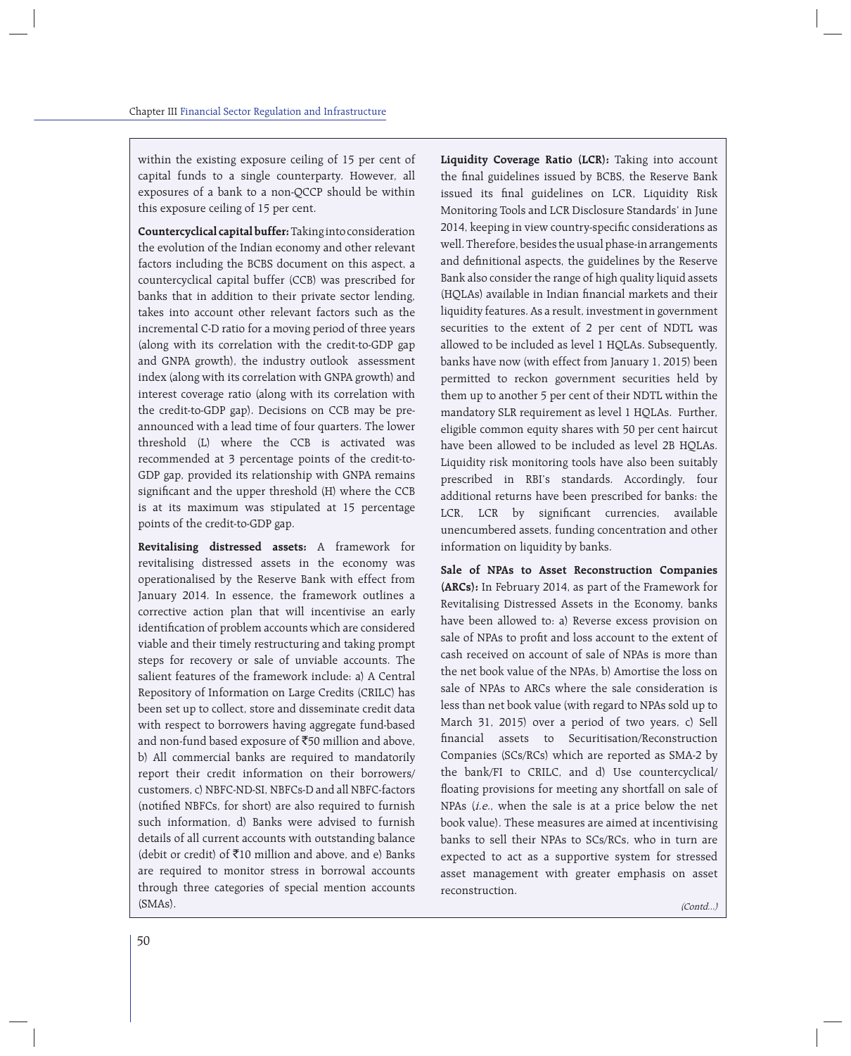within the existing exposure ceiling of 15 per cent of capital funds to a single counterparty. However, all exposures of a bank to a non-QCCP should be within this exposure ceiling of 15 per cent.

**Countercyclical capital buffer:** Taking into consideration the evolution of the Indian economy and other relevant factors including the BCBS document on this aspect, a countercyclical capital buffer (CCB) was prescribed for banks that in addition to their private sector lending, takes into account other relevant factors such as the incremental C-D ratio for a moving period of three years (along with its correlation with the credit-to-GDP gap and GNPA growth), the industry outlook assessment index (along with its correlation with GNPA growth) and interest coverage ratio (along with its correlation with the credit-to-GDP gap). Decisions on CCB may be pre-announced with a lead time of four quarters. The lower threshold (L) where the CCB is activated was recommended at 3 percentage points of the credit-to-GDP gap, provided its relationship with GNPA remains significant and the upper threshold (H) where the CCB is at its maximum was stipulated at 15 percentage points of the credit-to-GDP gap.

**Revitalising distressed assets:** A framework for revitalising distressed assets in the economy was operationalised by the Reserve Bank with effect from January 2014. In essence, the framework outlines a corrective action plan that will incentivise an early identification of problem accounts which are considered viable and their timely restructuring and taking prompt steps for recovery or sale of unviable accounts. The salient features of the framework include: a) A Central Repository of Information on Large Credits (CRILC) has been set up to collect, store and disseminate credit data with respect to borrowers having aggregate fund-based and non-fund based exposure of ₹50 million and above, b) All commercial banks are required to mandatorily report their credit information on their borrowers/customers, c) NBFC-ND-SI, NBFCs-D and all NBFC-factors (notified NBFCs, for short) are also required to furnish such information, d) Banks were advised to furnish details of all current accounts with outstanding balance (debit or credit) of ₹10 million and above, and e) Banks are required to monitor stress in borrowal accounts through three categories of special mention accounts (SMAs).

**Liquidity Coverage Ratio (LCR):** Taking into account the final guidelines issued by BCBS, the Reserve Bank issued its final guidelines on LCR, Liquidity Risk Monitoring Tools and LCR Disclosure Standards' in June 2014, keeping in view country-specific considerations as well. Therefore, besides the usual phase-in arrangements and definitional aspects, the guidelines by the Reserve Bank also consider the range of high quality liquid assets (HQLAs) available in Indian financial markets and their liquidity features. As a result, investment in government securities to the extent of 2 per cent of NDTL was allowed to be included as level 1 HQLAs. Subsequently, banks have now (with effect from January 1, 2015) been permitted to reckon government securities held by them up to another 5 per cent of their NDTL within the mandatory SLR requirement as level 1 HQLAs. Further, eligible common equity shares with 50 per cent haircut have been allowed to be included as level 2B HQLAs. Liquidity risk monitoring tools have also been suitably prescribed in RBI's standards. Accordingly, four additional returns have been prescribed for banks: the LCR, LCR by significant currencies, available unencumbered assets, funding concentration and other information on liquidity by banks.

**Sale of NPAs to Asset Reconstruction Companies (ARCs):** In February 2014, as part of the Framework for Revitalising Distressed Assets in the Economy, banks have been allowed to: a) Reverse excess provision on sale of NPAs to profit and loss account to the extent of cash received on account of sale of NPAs is more than the net book value of the NPAs, b) Amortise the loss on sale of NPAs to ARCs where the sale consideration is less than net book value (with regard to NPAs sold up to March 31, 2015) over a period of two years, c) Sell financial assets to Securitisation/Reconstruction Companies (SCs/RCs) which are reported as SMA-2 by the bank/FI to CRILC, and d) Use countercyclical/floating provisions for meeting any shortfall on sale of NPAs (*i.e.,* when the sale is at a price below the net book value). These measures are aimed at incentivising banks to sell their NPAs to SCs/RCs, who in turn are expected to act as a supportive system for stressed asset management with greater emphasis on asset reconstruction.

*(Contd...)*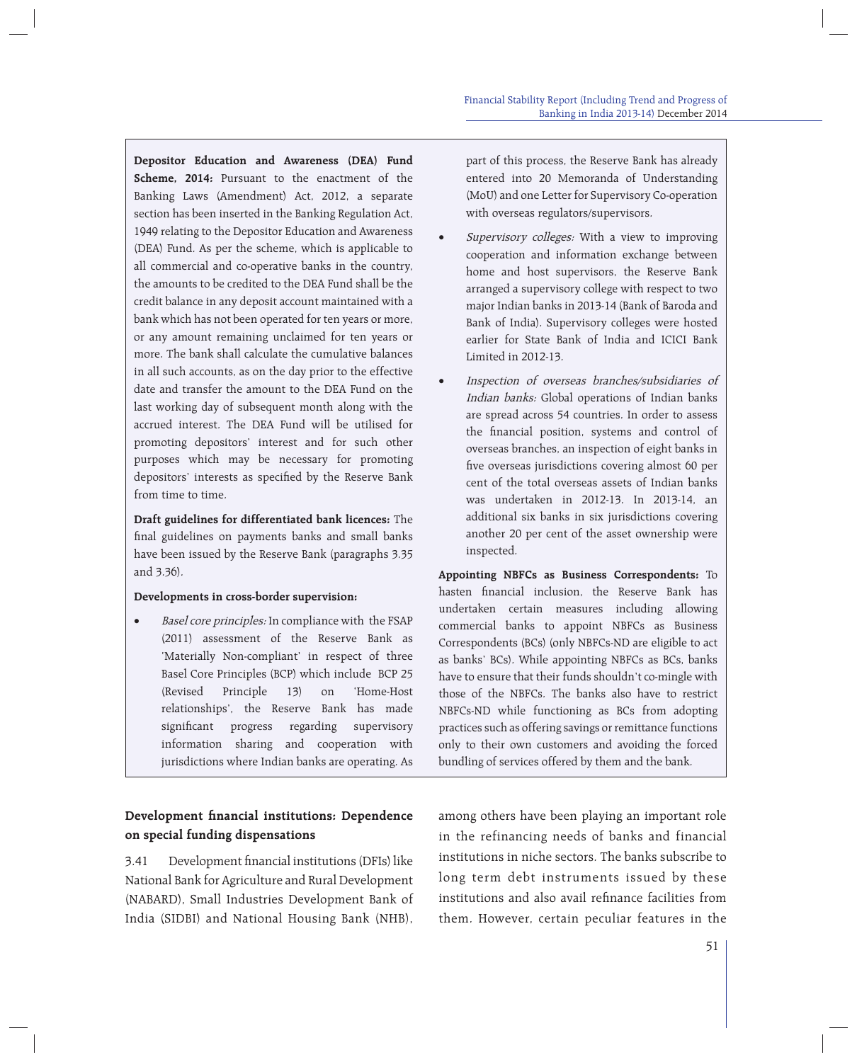**Depositor Education and Awareness (DEA) Fund Scheme, 2014:** Pursuant to the enactment of the Banking Laws (Amendment) Act, 2012, a separate section has been inserted in the Banking Regulation Act, 1949 relating to the Depositor Education and Awareness (DEA) Fund. As per the scheme, which is applicable to all commercial and co-operative banks in the country, the amounts to be credited to the DEA Fund shall be the credit balance in any deposit account maintained with a bank which has not been operated for ten years or more, or any amount remaining unclaimed for ten years or more. The bank shall calculate the cumulative balances in all such accounts, as on the day prior to the effective date and transfer the amount to the DEA Fund on the last working day of subsequent month along with the accrued interest. The DEA Fund will be utilised for promoting depositors' interest and for such other purposes which may be necessary for promoting depositors' interests as specified by the Reserve Bank from time to time.

**Draft guidelines for differentiated bank licences:** The final guidelines on payments banks and small banks have been issued by the Reserve Bank (paragraphs 3.35 and 3.36).

**Developments in cross-border supervision:**

- *Basel core principles:* In compliance with the FSAP (2011) assessment of the Reserve Bank as 'Materially Non-compliant' in respect of three Basel Core Principles (BCP) which include BCP 25 (Revised Principle 13) on 'Home-Host relationships', the Reserve Bank has made significant progress regarding supervisory information sharing and cooperation with jurisdictions where Indian banks are operating. As part of this process, the Reserve Bank has already entered into 20 Memoranda of Understanding (MoU) and one Letter for Supervisory Co-operation with overseas regulators/supervisors.
- *Supervisory colleges:* With a view to improving cooperation and information exchange between home and host supervisors, the Reserve Bank arranged a supervisory college with respect to two major Indian banks in 2013-14 (Bank of Baroda and Bank of India). Supervisory colleges were hosted earlier for State Bank of India and ICICI Bank Limited in 2012-13.
- *Inspection of overseas branches/subsidiaries of Indian banks:* Global operations of Indian banks are spread across 54 countries. In order to assess the financial position, systems and control of overseas branches, an inspection of eight banks in five overseas jurisdictions covering almost 60 per cent of the total overseas assets of Indian banks was undertaken in 2012-13. In 2013-14, an additional six banks in six jurisdictions covering another 20 per cent of the asset ownership were inspected.

**Appointing NBFCs as Business Correspondents:** To hasten financial inclusion, the Reserve Bank has undertaken certain measures including allowing commercial banks to appoint NBFCs as Business Correspondents (BCs) (only NBFCs-ND are eligible to act as banks' BCs). While appointing NBFCs as BCs, banks have to ensure that their funds shouldn't co-mingle with those of the NBFCs. The banks also have to restrict NBFCs-ND while functioning as BCs from adopting practices such as offering savings or remittance functions only to their own customers and avoiding the forced bundling of services offered by them and the bank.

### Development financial institutions: Dependence on special funding dispensations

3.41 Development financial institutions (DFIs) like National Bank for Agriculture and Rural Development (NABARD), Small Industries Development Bank of India (SIDBI) and National Housing Bank (NHB), among others have been playing an important role in the refinancing needs of banks and financial institutions in niche sectors. The banks subscribe to long term debt instruments issued by these institutions and also avail refinance facilities from them. However, certain peculiar features in the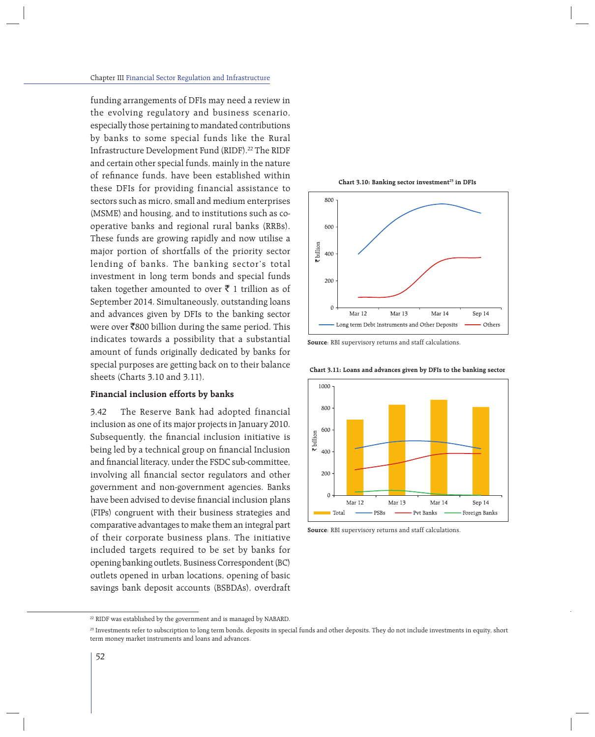funding arrangements of DFIs may need a review in the evolving regulatory and business scenario, especially those pertaining to mandated contributions by banks to some special funds like the Rural Infrastructure Development Fund (RIDF).[22] The RIDF and certain other special funds, mainly in the nature of refinance funds, have been established within these DFIs for providing financial assistance to sectors such as micro, small and medium enterprises (MSME) and housing, and to institutions such as co-operative banks and regional rural banks (RRBs). These funds are growing rapidly and now utilise a major portion of shortfalls of the priority sector lending of banks. The banking sector's total investment in long term bonds and special funds taken together amounted to over ₹ 1 trillion as of September 2014. Simultaneously, outstanding loans and advances given by DFIs to the banking sector were over ₹800 billion during the same period. This indicates towards a possibility that a substantial amount of funds originally dedicated by banks for special purposes are getting back on to their balance sheets (Charts 3.10 and 3.11).

**Chart 3.10: Banking sector investment[23] in DFIs**

**Source**: RBI supervisory returns and staff calculations.

**Chart 3.11: Loans and advances given by DFIs to the banking sector**

**Source**: RBI supervisory returns and staff calculations.

### Financial inclusion efforts by banks

3.42 The Reserve Bank had adopted financial inclusion as one of its major projects in January 2010. Subsequently, the financial inclusion initiative is being led by a technical group on financial Inclusion and financial literacy, under the FSDC sub-committee, involving all financial sector regulators and other government and non-government agencies. Banks have been advised to devise financial inclusion plans (FIPs) congruent with their business strategies and comparative advantages to make them an integral part of their corporate business plans. The initiative included targets required to be set by banks for opening banking outlets, Business Correspondent (BC) outlets opened in urban locations, opening of basic savings bank deposit accounts (BSBDAs), overdraft

---

[22] RIDF was established by the government and is managed by NABARD.

[23] Investments refer to subscription to long term bonds, deposits in special funds and other deposits. They do not include investments in equity, short term money market instruments and loans and advances.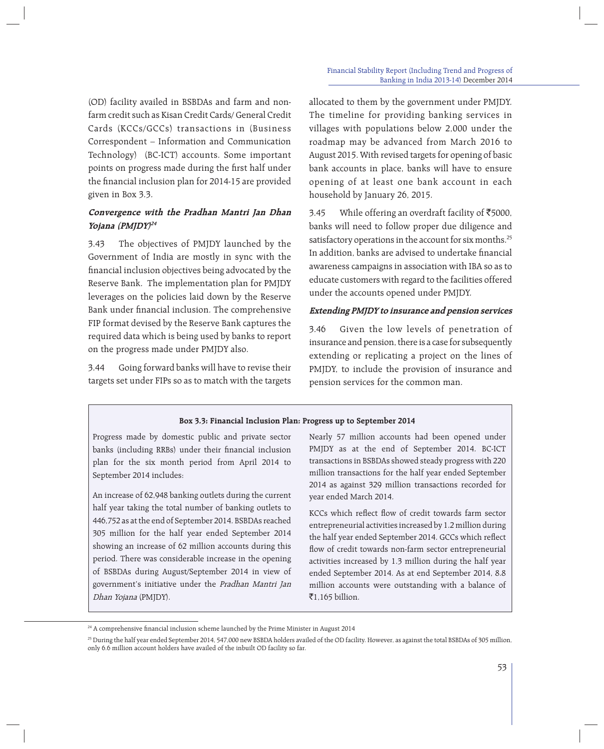(OD) facility availed in BSBDAs and farm and non-farm credit such as Kisan Credit Cards/ General Credit Cards (KCCs/GCCs) transactions in (Business Correspondent – Information and Communication Technology) (BC-ICT) accounts. Some important points on progress made during the first half under the financial inclusion plan for 2014-15 are provided given in Box 3.3.

### *Convergence with the Pradhan Mantri Jan Dhan Yojana (PMJDY)*[24]

3.43 The objectives of PMJDY launched by the Government of India are mostly in sync with the financial inclusion objectives being advocated by the Reserve Bank. The implementation plan for PMJDY leverages on the policies laid down by the Reserve Bank under financial inclusion. The comprehensive FIP format devised by the Reserve Bank captures the required data which is being used by banks to report on the progress made under PMJDY also.

3.44 Going forward banks will have to revise their targets set under FIPs so as to match with the targets allocated to them by the government under PMJDY. The timeline for providing banking services in villages with populations below 2,000 under the roadmap may be advanced from March 2016 to August 2015. With revised targets for opening of basic bank accounts in place, banks will have to ensure opening of at least one bank account in each household by January 26, 2015.

3.45 While offering an overdraft facility of ₹5000, banks will need to follow proper due diligence and satisfactory operations in the account for six months.[25] In addition, banks are advised to undertake financial awareness campaigns in association with IBA so as to educate customers with regard to the facilities offered under the accounts opened under PMJDY.

### *Extending PMJDY to insurance and pension services*

3.46 Given the low levels of penetration of insurance and pension, there is a case for subsequently extending or replicating a project on the lines of PMJDY, to include the provision of insurance and pension services for the common man.

**Box 3.3: Financial Inclusion Plan: Progress up to September 2014**

Progress made by domestic public and private sector banks (including RRBs) under their financial inclusion plan for the six month period from April 2014 to September 2014 includes:

An increase of 62,948 banking outlets during the current half year taking the total number of banking outlets to 446,752 as at the end of September 2014. BSBDAs reached 305 million for the half year ended September 2014 showing an increase of 62 million accounts during this period. There was considerable increase in the opening of BSBDAs during August/September 2014 in view of government's initiative under the *Pradhan Mantri Jan Dhan Yojana* (PMJDY).

Nearly 57 million accounts had been opened under PMJDY as at the end of September 2014. BC-ICT transactions in BSBDAs showed steady progress with 220 million transactions for the half year ended September 2014 as against 329 million transactions recorded for year ended March 2014.

KCCs which reflect flow of credit towards farm sector entrepreneurial activities increased by 1.2 million during the half year ended September 2014. GCCs which reflect flow of credit towards non-farm sector entrepreneurial activities increased by 1.3 million during the half year ended September 2014. As at end September 2014, 8.8 million accounts were outstanding with a balance of ₹1,165 billion.

---

[24] A comprehensive financial inclusion scheme launched by the Prime Minister in August 2014

[25] During the half year ended September 2014, 547,000 new BSBDA holders availed of the OD facility. However, as against the total BSBDAs of 305 million, only 6.6 million account holders have availed of the inbuilt OD facility so far.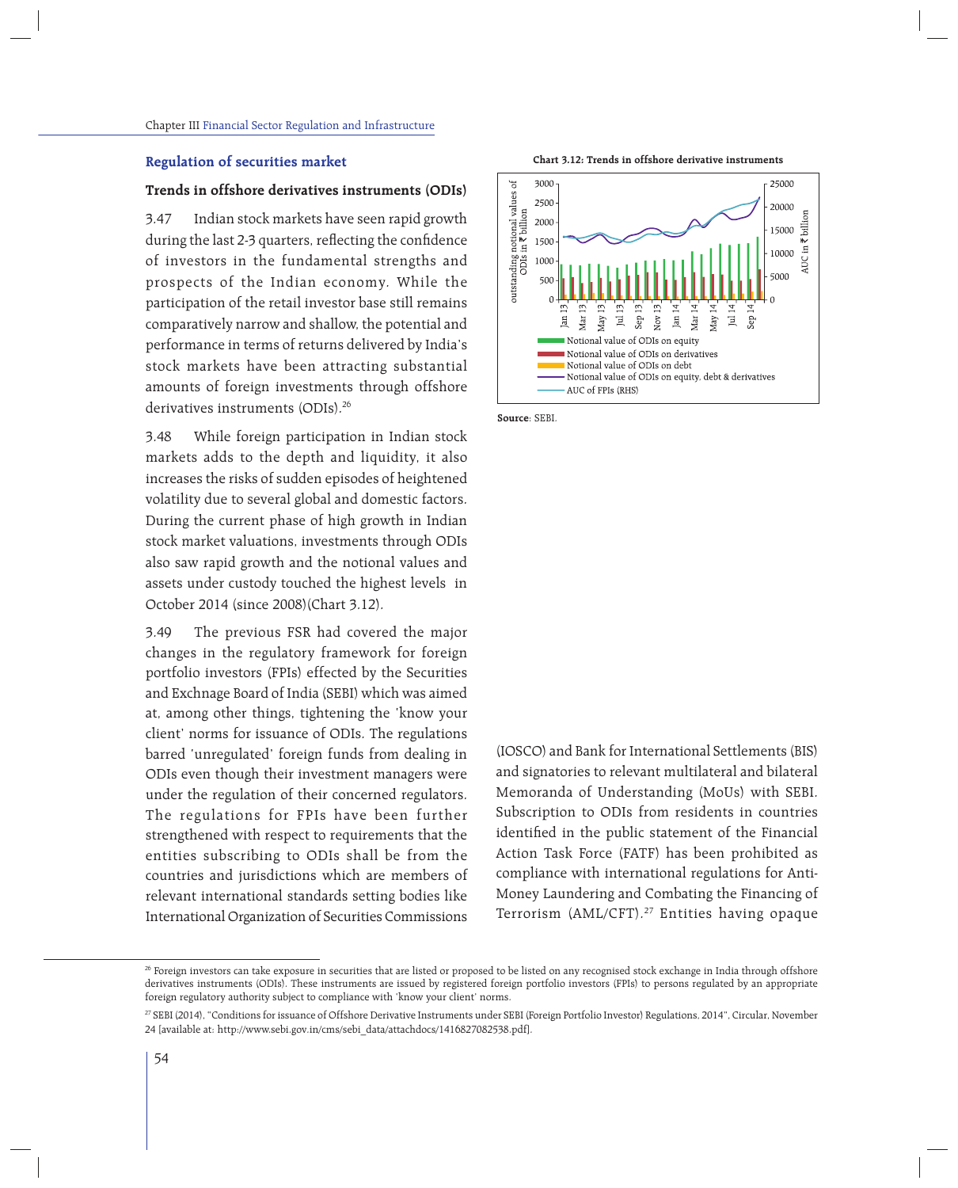## Regulation of securities market

### Trends in offshore derivatives instruments (ODIs)

3.47 Indian stock markets have seen rapid growth during the last 2-3 quarters, reflecting the confidence of investors in the fundamental strengths and prospects of the Indian economy. While the participation of the retail investor base still remains comparatively narrow and shallow, the potential and performance in terms of returns delivered by India's stock markets have been attracting substantial amounts of foreign investments through offshore derivatives instruments (ODIs).[26]

3.48 While foreign participation in Indian stock markets adds to the depth and liquidity, it also increases the risks of sudden episodes of heightened volatility due to several global and domestic factors. During the current phase of high growth in Indian stock market valuations, investments through ODIs also saw rapid growth and the notional values and assets under custody touched the highest levels in October 2014 (since 2008)(Chart 3.12).

3.49 The previous FSR had covered the major changes in the regulatory framework for foreign portfolio investors (FPIs) effected by the Securities and Exchnage Board of India (SEBI) which was aimed at, among other things, tightening the 'know your client' norms for issuance of ODIs. The regulations barred 'unregulated' foreign funds from dealing in ODIs even though their investment managers were under the regulation of their concerned regulators. The regulations for FPIs have been further strengthened with respect to requirements that the entities subscribing to ODIs shall be from the countries and jurisdictions which are members of relevant international standards setting bodies like International Organization of Securities Commissions (IOSCO) and Bank for International Settlements (BIS) and signatories to relevant multilateral and bilateral Memoranda of Understanding (MoUs) with SEBI. Subscription to ODIs from residents in countries identified in the public statement of the Financial Action Task Force (FATF) has been prohibited as compliance with international regulations for Anti-Money Laundering and Combating the Financing of Terrorism (AML/CFT).[27] Entities having opaque

**Chart 3.12: Trends in offshore derivative instruments**

**Source**: SEBI.

---

[26] Foreign investors can take exposure in securities that are listed or proposed to be listed on any recognised stock exchange in India through offshore derivatives instruments (ODIs). These instruments are issued by registered foreign portfolio investors (FPIs) to persons regulated by an appropriate foreign regulatory authority subject to compliance with 'know your client' norms.

[27] SEBI (2014), "Conditions for issuance of Offshore Derivative Instruments under SEBI (Foreign Portfolio Investor) Regulations, 2014", Circular, November 24 [available at: http://www.sebi.gov.in/cms/sebi_data/attachdocs/1416827082538.pdf].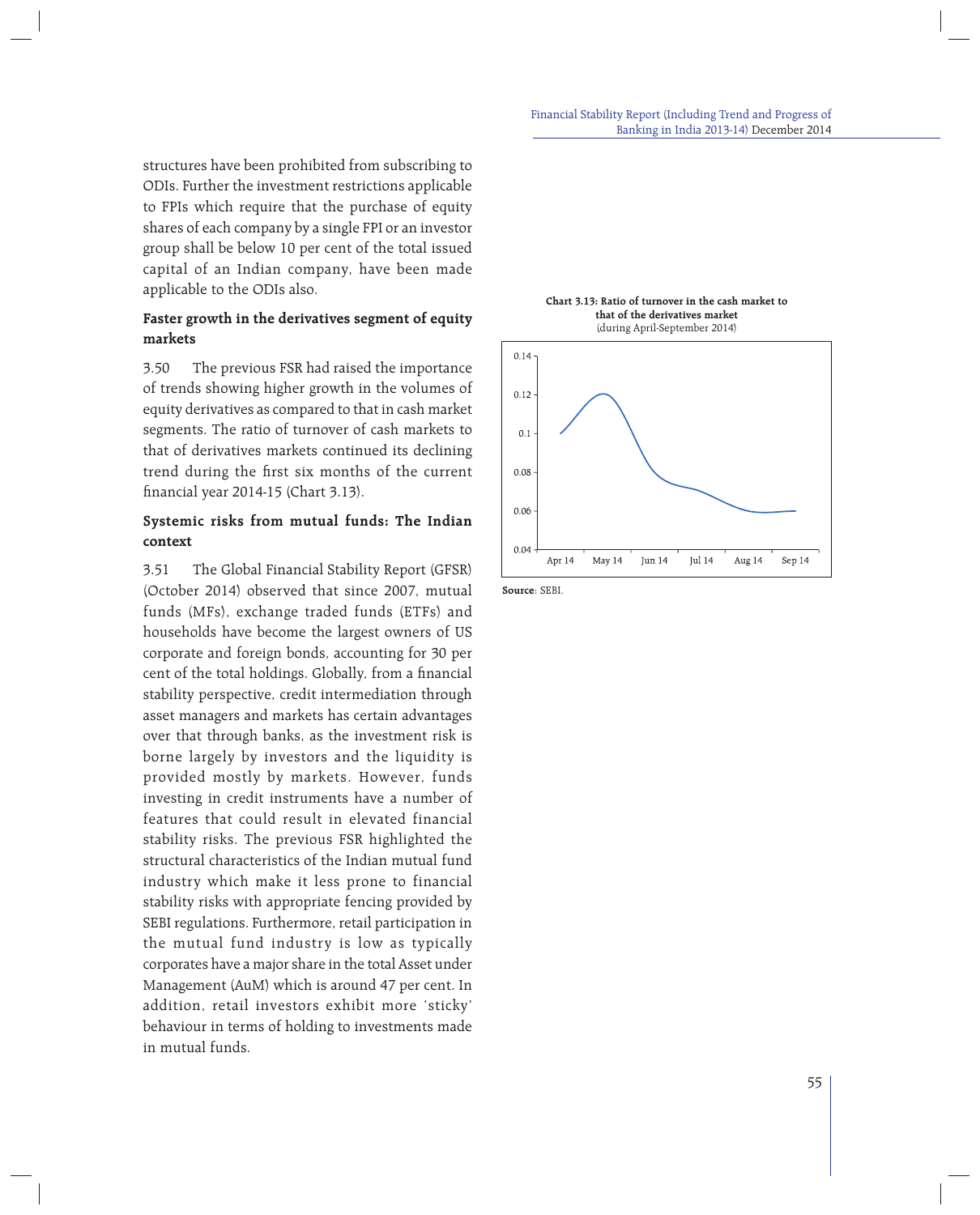structures have been prohibited from subscribing to ODIs. Further the investment restrictions applicable to FPIs which require that the purchase of equity shares of each company by a single FPI or an investor group shall be below 10 per cent of the total issued capital of an Indian company, have been made applicable to the ODIs also.

### Faster growth in the derivatives segment of equity markets

3.50 The previous FSR had raised the importance of trends showing higher growth in the volumes of equity derivatives as compared to that in cash market segments. The ratio of turnover of cash markets to that of derivatives markets continued its declining trend during the first six months of the current financial year 2014-15 (Chart 3.13).

### Systemic risks from mutual funds: The Indian context

3.51 The Global Financial Stability Report (GFSR) (October 2014) observed that since 2007, mutual funds (MFs), exchange traded funds (ETFs) and households have become the largest owners of US corporate and foreign bonds, accounting for 30 per cent of the total holdings. Globally, from a financial stability perspective, credit intermediation through asset managers and markets has certain advantages over that through banks, as the investment risk is borne largely by investors and the liquidity is provided mostly by markets. However, funds investing in credit instruments have a number of features that could result in elevated financial stability risks. The previous FSR highlighted the structural characteristics of the Indian mutual fund industry which make it less prone to financial stability risks with appropriate fencing provided by SEBI regulations. Furthermore, retail participation in the mutual fund industry is low as typically corporates have a major share in the total Asset under Management (AuM) which is around 47 per cent. In addition, retail investors exhibit more 'sticky' behaviour in terms of holding to investments made in mutual funds.

**Chart 3.13: Ratio of turnover in the cash market to that of the derivatives market**
(during April-September 2014)

**Source**: SEBI.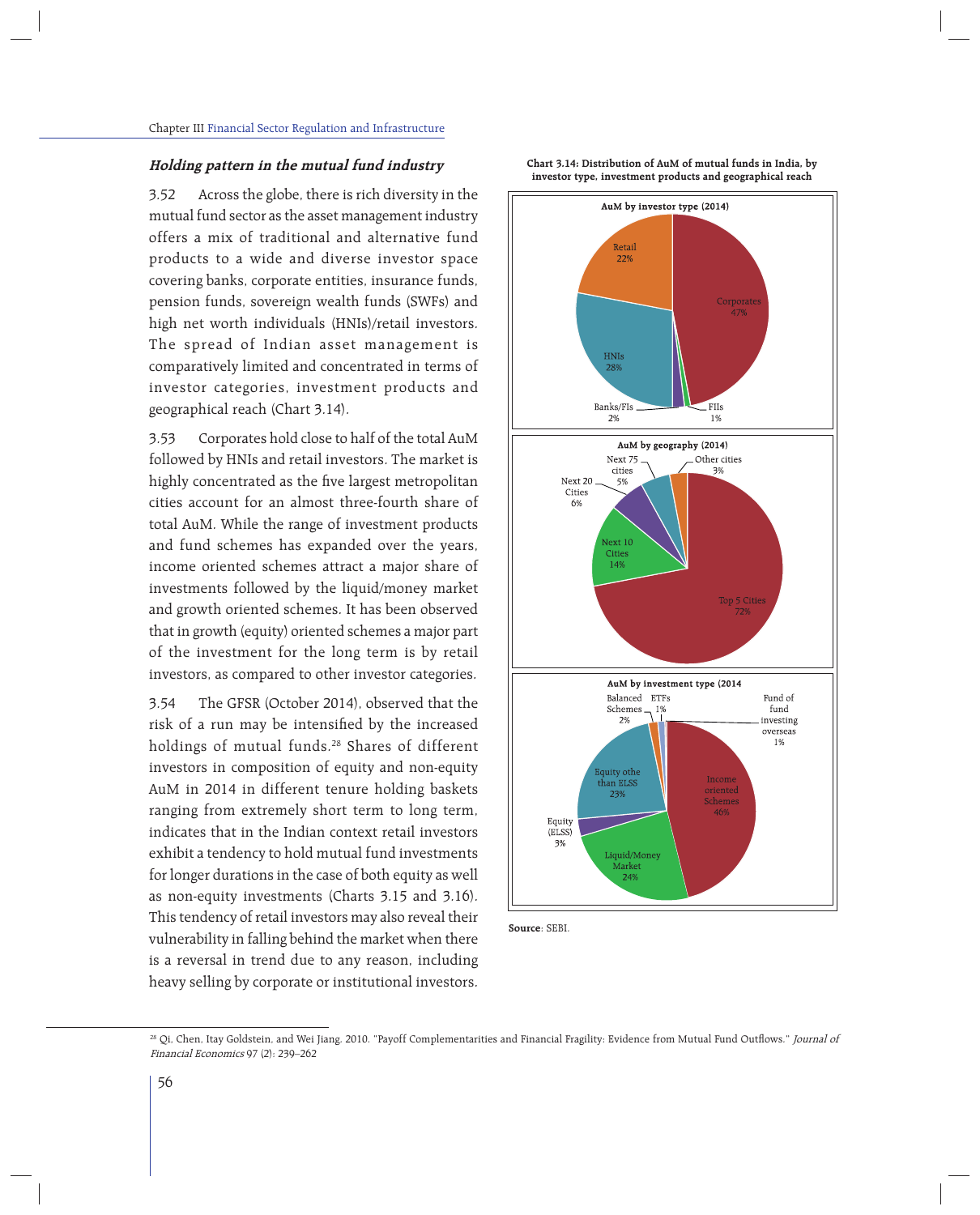### *Holding pattern in the mutual fund industry*

3.52 Across the globe, there is rich diversity in the mutual fund sector as the asset management industry offers a mix of traditional and alternative fund products to a wide and diverse investor space covering banks, corporate entities, insurance funds, pension funds, sovereign wealth funds (SWFs) and high net worth individuals (HNIs)/retail investors. The spread of Indian asset management is comparatively limited and concentrated in terms of investor categories, investment products and geographical reach (Chart 3.14).

3.53 Corporates hold close to half of the total AuM followed by HNIs and retail investors. The market is highly concentrated as the five largest metropolitan cities account for an almost three-fourth share of total AuM. While the range of investment products and fund schemes has expanded over the years, income oriented schemes attract a major share of investments followed by the liquid/money market and growth oriented schemes. It has been observed that in growth (equity) oriented schemes a major part of the investment for the long term is by retail investors, as compared to other investor categories.

3.54 The GFSR (October 2014), observed that the risk of a run may be intensified by the increased holdings of mutual funds.[28] Shares of different investors in composition of equity and non-equity AuM in 2014 in different tenure holding baskets ranging from extremely short term to long term, indicates that in the Indian context retail investors exhibit a tendency to hold mutual fund investments for longer durations in the case of both equity as well as non-equity investments (Charts 3.15 and 3.16). This tendency of retail investors may also reveal their vulnerability in falling behind the market when there is a reversal in trend due to any reason, including heavy selling by corporate or institutional investors.

**Chart 3.14: Distribution of AuM of mutual funds in India, by investor type, investment products and geographical reach**

**AuM by investor type (2014)**

| Investor type | Share |
|---|---|
| Corporates | 47% |
| HNIs | 28% |
| Retail | 22% |
| Banks/FIs | 2% |
| FIIs | 1% |

**AuM by geography (2014)**

| Geography | Share |
|---|---|
| Top 5 Cities | 72% |
| Next 10 Cities | 14% |
| Next 20 Cities | 6% |
| Next 75 cities | 5% |
| Other cities | 3% |

**AuM by investment type (2014**

| Investment type | Share |
|---|---|
| Income oriented Schemes | 46% |
| Liquid/Money Market | 24% |
| Equity othe than ELSS | 23% |
| Equity (ELSS) | 3% |
| Balanced Schemes | 2% |
| ETFs | 1% |
| Fund of fund investing overseas | 1% |

**Source**: SEBI.

[28] Qi, Chen, Itay Goldstein, and Wei Jiang. 2010. "Payoff Complementarities and Financial Fragility: Evidence from Mutual Fund Outflows." *Journal of Financial Economics* 97 (2): 239–262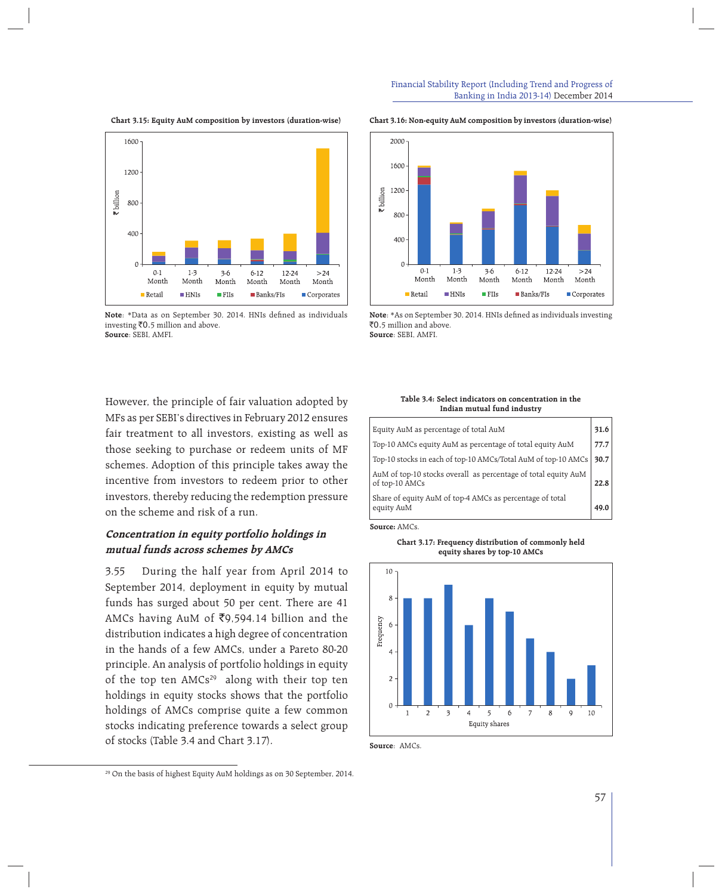**Chart 3.15: Equity AuM composition by investors (duration-wise)**

**Note**: *Data as on September 30, 2014. HNIs defined as individuals investing ₹0.5 million and above.
**Source**: SEBI, AMFI.

**Chart 3.16: Non-equity AuM composition by investors (duration-wise)**

**Note**: *As on September 30, 2014. HNIs defined as individuals investing ₹0.5 million and above.
**Source**: SEBI, AMFI.

However, the principle of fair valuation adopted by MFs as per SEBI's directives in February 2012 ensures fair treatment to all investors, existing as well as those seeking to purchase or redeem units of MF schemes. Adoption of this principle takes away the incentive from investors to redeem prior to other investors, thereby reducing the redemption pressure on the scheme and risk of a run.

### *Concentration in equity portfolio holdings in mutual funds across schemes by AMCs*

3.55 During the half year from April 2014 to September 2014, deployment in equity by mutual funds has surged about 50 per cent. There are 41 AMCs having AuM of ₹9,594.14 billion and the distribution indicates a high degree of concentration in the hands of a few AMCs, under a Pareto 80-20 principle. An analysis of portfolio holdings in equity of the top ten AMCs[29] along with their top ten holdings in equity stocks shows that the portfolio holdings of AMCs comprise quite a few common stocks indicating preference towards a select group of stocks (Table 3.4 and Chart 3.17).

**Table 3.4: Select indicators on concentration in the Indian mutual fund industry**

| Indicator | Value |
|---|---|
| Equity AuM as percentage of total AuM | **31.6** |
| Top-10 AMCs equity AuM as percentage of total equity AuM | **77.7** |
| Top-10 stocks in each of top-10 AMCs/Total AuM of top-10 AMCs | **30.7** |
| AuM of top-10 stocks overall as percentage of total equity AuM of top-10 AMCs | **22.8** |
| Share of equity AuM of top-4 AMCs as percentage of total equity AuM | **49.0** |

**Source:** AMCs.

**Chart 3.17: Frequency distribution of commonly held equity shares by top-10 AMCs**

**Source**: AMCs.

[29] On the basis of highest Equity AuM holdings as on 30 September, 2014.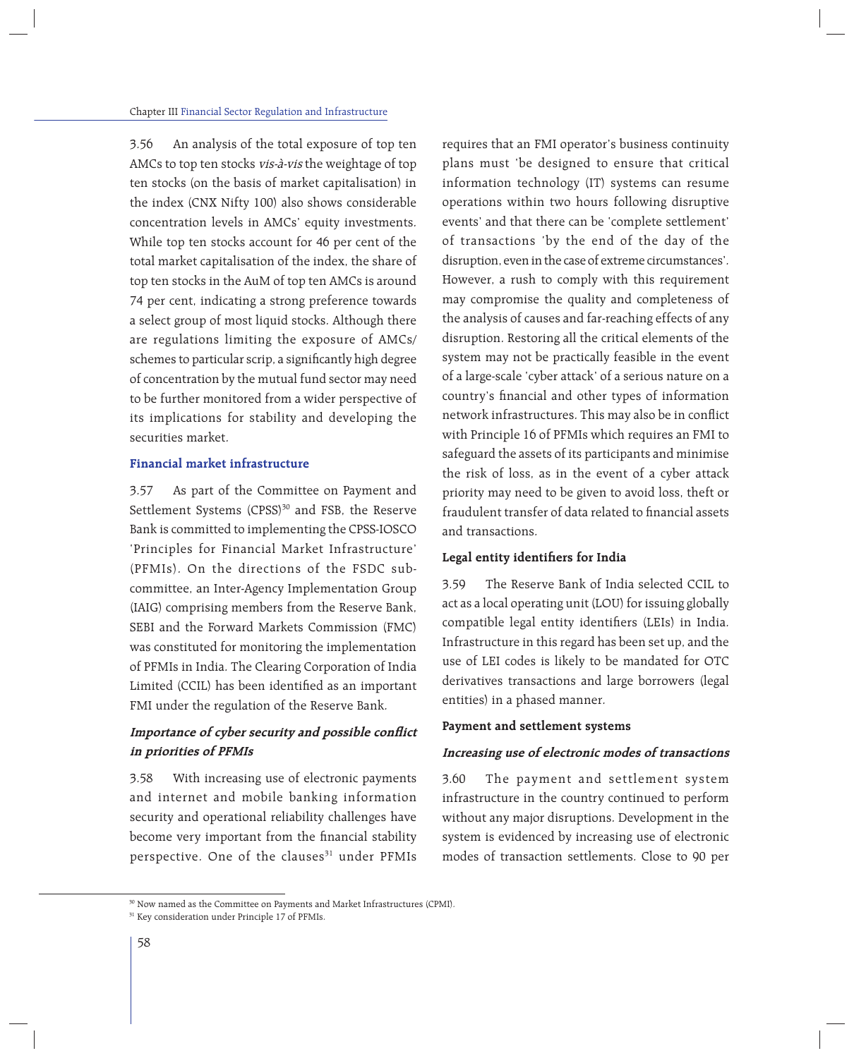3.56 An analysis of the total exposure of top ten AMCs to top ten stocks *vis-à-vis* the weightage of top ten stocks (on the basis of market capitalisation) in the index (CNX Nifty 100) also shows considerable concentration levels in AMCs' equity investments. While top ten stocks account for 46 per cent of the total market capitalisation of the index, the share of top ten stocks in the AuM of top ten AMCs is around 74 per cent, indicating a strong preference towards a select group of most liquid stocks. Although there are regulations limiting the exposure of AMCs/ schemes to particular scrip, a significantly high degree of concentration by the mutual fund sector may need to be further monitored from a wider perspective of its implications for stability and developing the securities market.

## Financial market infrastructure

3.57 As part of the Committee on Payment and Settlement Systems (CPSS)[30] and FSB, the Reserve Bank is committed to implementing the CPSS-IOSCO 'Principles for Financial Market Infrastructure' (PFMIs). On the directions of the FSDC sub-committee, an Inter-Agency Implementation Group (IAIG) comprising members from the Reserve Bank, SEBI and the Forward Markets Commission (FMC) was constituted for monitoring the implementation of PFMIs in India. The Clearing Corporation of India Limited (CCIL) has been identified as an important FMI under the regulation of the Reserve Bank.

### *Importance of cyber security and possible conflict in priorities of PFMIs*

3.58 With increasing use of electronic payments and internet and mobile banking information security and operational reliability challenges have become very important from the financial stability perspective. One of the clauses[31] under PFMIs requires that an FMI operator's business continuity plans must 'be designed to ensure that critical information technology (IT) systems can resume operations within two hours following disruptive events' and that there can be 'complete settlement' of transactions 'by the end of the day of the disruption, even in the case of extreme circumstances'. However, a rush to comply with this requirement may compromise the quality and completeness of the analysis of causes and far-reaching effects of any disruption. Restoring all the critical elements of the system may not be practically feasible in the event of a large-scale 'cyber attack' of a serious nature on a country's financial and other types of information network infrastructures. This may also be in conflict with Principle 16 of PFMIs which requires an FMI to safeguard the assets of its participants and minimise the risk of loss, as in the event of a cyber attack priority may need to be given to avoid loss, theft or fraudulent transfer of data related to financial assets and transactions.

### Legal entity identifiers for India

3.59 The Reserve Bank of India selected CCIL to act as a local operating unit (LOU) for issuing globally compatible legal entity identifiers (LEIs) in India. Infrastructure in this regard has been set up, and the use of LEI codes is likely to be mandated for OTC derivatives transactions and large borrowers (legal entities) in a phased manner.

### Payment and settlement systems

#### *Increasing use of electronic modes of transactions*

3.60 The payment and settlement system infrastructure in the country continued to perform without any major disruptions. Development in the system is evidenced by increasing use of electronic modes of transaction settlements. Close to 90 per

[30] Now named as the Committee on Payments and Market Infrastructures (CPMI).

[31] Key consideration under Principle 17 of PFMIs.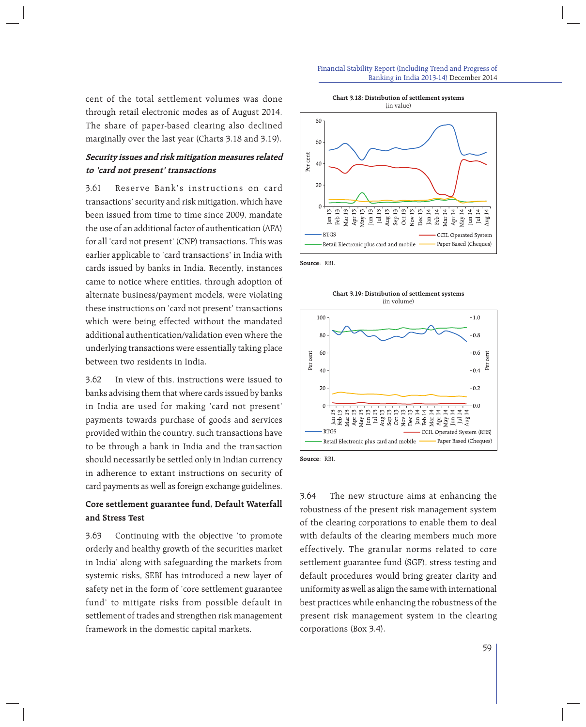cent of the total settlement volumes was done through retail electronic modes as of August 2014. The share of paper-based clearing also declined marginally over the last year (Charts 3.18 and 3.19).

### *Security issues and risk mitigation measures related to 'card not present' transactions*

3.61 Reserve Bank's instructions on card transactions' security and risk mitigation, which have been issued from time to time since 2009, mandate the use of an additional factor of authentication (AFA) for all 'card not present' (CNP) transactions. This was earlier applicable to 'card transactions' in India with cards issued by banks in India. Recently, instances came to notice where entities, through adoption of alternate business/payment models, were violating these instructions on 'card not present' transactions which were being effected without the mandated additional authentication/validation even where the underlying transactions were essentially taking place between two residents in India.

3.62 In view of this, instructions were issued to banks advising them that where cards issued by banks in India are used for making 'card not present' payments towards purchase of goods and services provided within the country, such transactions have to be through a bank in India and the transaction should necessarily be settled only in Indian currency in adherence to extant instructions on security of card payments as well as foreign exchange guidelines.

### Core settlement guarantee fund, Default Waterfall and Stress Test

3.63 Continuing with the objective 'to promote orderly and healthy growth of the securities market in India' along with safeguarding the markets from systemic risks, SEBI has introduced a new layer of safety net in the form of 'core settlement guarantee fund' to mitigate risks from possible default in settlement of trades and strengthen risk management framework in the domestic capital markets.

**Chart 3.18: Distribution of settlement systems**
(in value)

Source: RBI.

**Chart 3.19: Distribution of settlement systems**
(in volume)

Source: RBI.

3.64 The new structure aims at enhancing the robustness of the present risk management system of the clearing corporations to enable them to deal with defaults of the clearing members much more effectively. The granular norms related to core settlement guarantee fund (SGF), stress testing and default procedures would bring greater clarity and uniformity as well as align the same with international best practices while enhancing the robustness of the present risk management system in the clearing corporations (Box 3.4).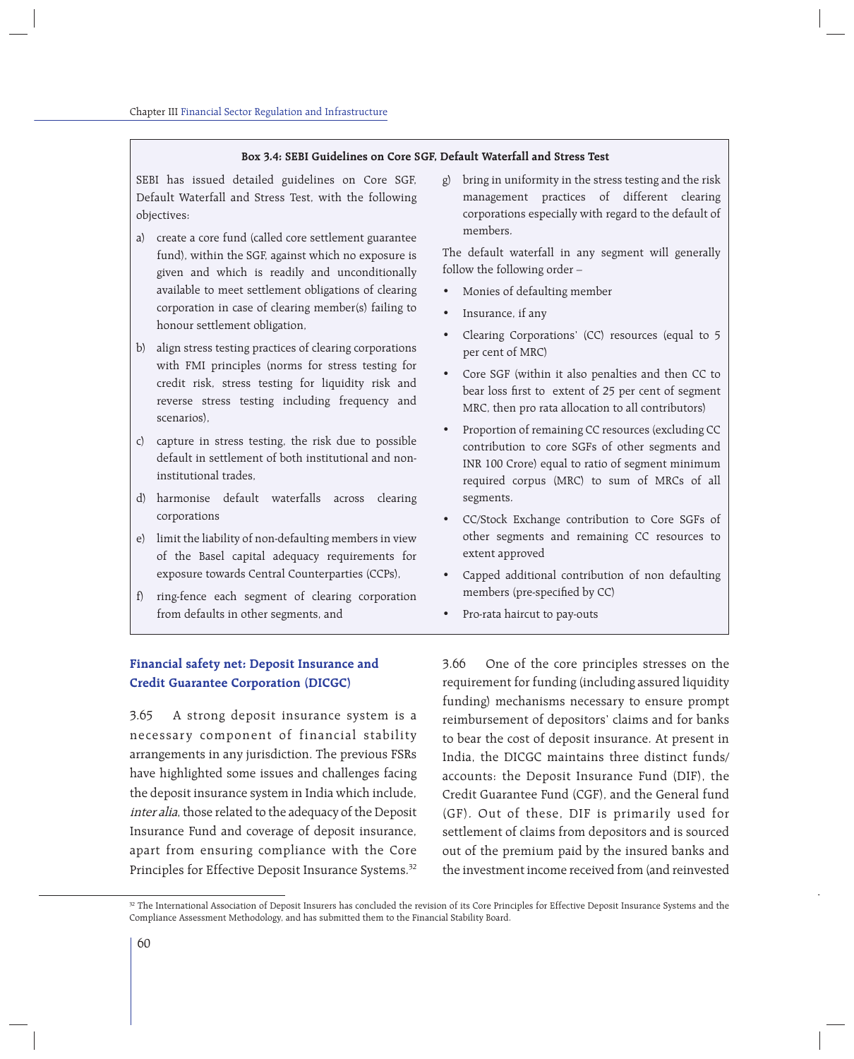**Box 3.4: SEBI Guidelines on Core SGF, Default Waterfall and Stress Test**

SEBI has issued detailed guidelines on Core SGF, Default Waterfall and Stress Test, with the following objectives:

a) create a core fund (called core settlement guarantee fund), within the SGF, against which no exposure is given and which is readily and unconditionally available to meet settlement obligations of clearing corporation in case of clearing member(s) failing to honour settlement obligation,

b) align stress testing practices of clearing corporations with FMI principles (norms for stress testing for credit risk, stress testing for liquidity risk and reverse stress testing including frequency and scenarios),

c) capture in stress testing, the risk due to possible default in settlement of both institutional and non-institutional trades,

d) harmonise default waterfalls across clearing corporations

e) limit the liability of non-defaulting members in view of the Basel capital adequacy requirements for exposure towards Central Counterparties (CCPs),

f) ring-fence each segment of clearing corporation from defaults in other segments, and

g) bring in uniformity in the stress testing and the risk management practices of different clearing corporations especially with regard to the default of members.

The default waterfall in any segment will generally follow the following order –

- Monies of defaulting member
- Insurance, if any
- Clearing Corporations' (CC) resources (equal to 5 per cent of MRC)
- Core SGF (within it also penalties and then CC to bear loss first to extent of 25 per cent of segment MRC, then pro rata allocation to all contributors)
- Proportion of remaining CC resources (excluding CC contribution to core SGFs of other segments and INR 100 Crore) equal to ratio of segment minimum required corpus (MRC) to sum of MRCs of all segments.
- CC/Stock Exchange contribution to Core SGFs of other segments and remaining CC resources to extent approved
- Capped additional contribution of non defaulting members (pre-specified by CC)
- Pro-rata haircut to pay-outs

## Financial safety net: Deposit Insurance and Credit Guarantee Corporation (DICGC)

3.65 A strong deposit insurance system is a necessary component of financial stability arrangements in any jurisdiction. The previous FSRs have highlighted some issues and challenges facing the deposit insurance system in India which include, *inter alia*, those related to the adequacy of the Deposit Insurance Fund and coverage of deposit insurance, apart from ensuring compliance with the Core Principles for Effective Deposit Insurance Systems.[32]

3.66 One of the core principles stresses on the requirement for funding (including assured liquidity funding) mechanisms necessary to ensure prompt reimbursement of depositors' claims and for banks to bear the cost of deposit insurance. At present in India, the DICGC maintains three distinct funds/ accounts: the Deposit Insurance Fund (DIF), the Credit Guarantee Fund (CGF), and the General fund (GF). Out of these, DIF is primarily used for settlement of claims from depositors and is sourced out of the premium paid by the insured banks and the investment income received from (and reinvested

[32] The International Association of Deposit Insurers has concluded the revision of its Core Principles for Effective Deposit Insurance Systems and the Compliance Assessment Methodology, and has submitted them to the Financial Stability Board.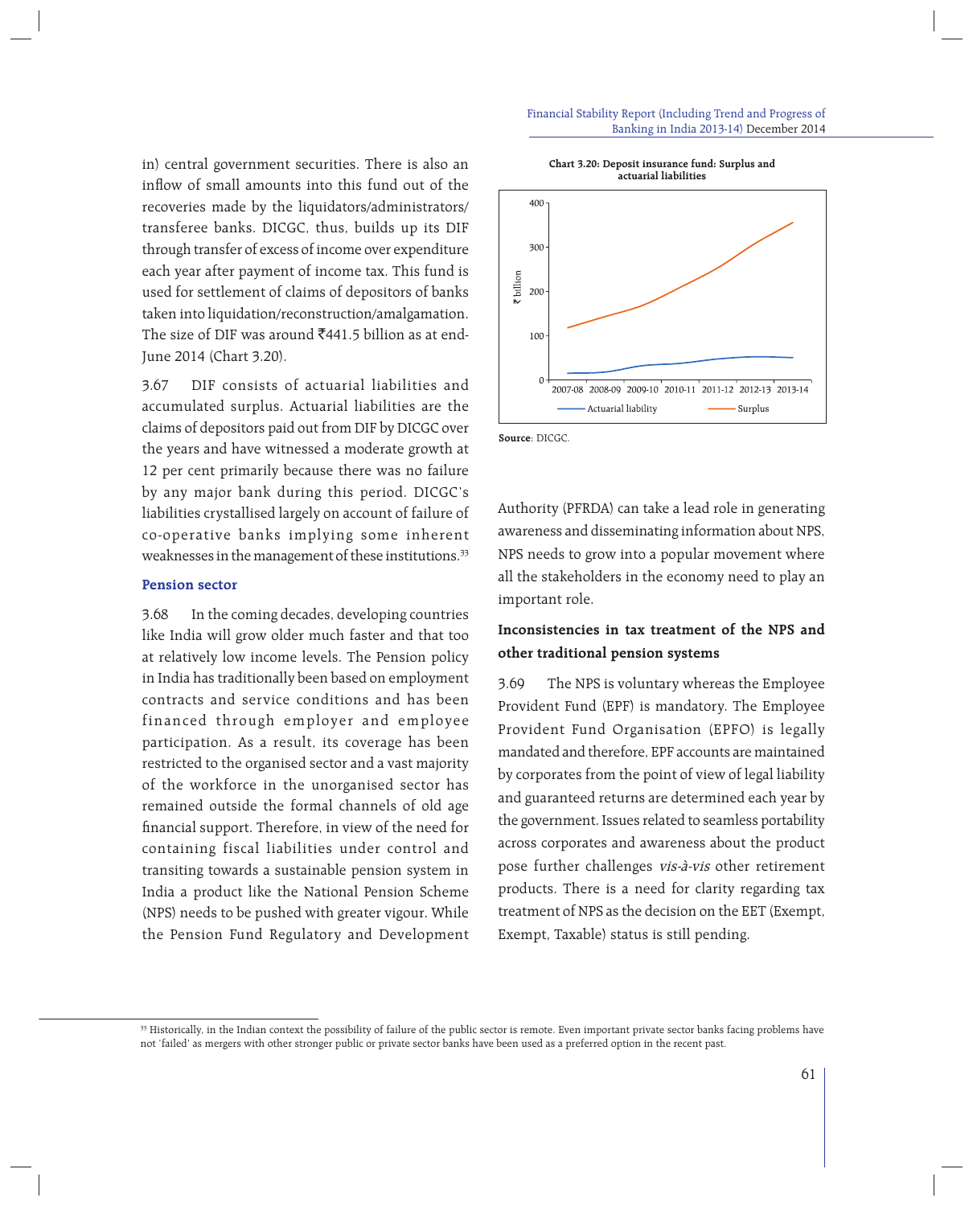in) central government securities. There is also an inflow of small amounts into this fund out of the recoveries made by the liquidators/administrators/ transferee banks. DICGC, thus, builds up its DIF through transfer of excess of income over expenditure each year after payment of income tax. This fund is used for settlement of claims of depositors of banks taken into liquidation/reconstruction/amalgamation. The size of DIF was around ₹441.5 billion as at end-June 2014 (Chart 3.20).

3.67 DIF consists of actuarial liabilities and accumulated surplus. Actuarial liabilities are the claims of depositors paid out from DIF by DICGC over the years and have witnessed a moderate growth at 12 per cent primarily because there was no failure by any major bank during this period. DICGC's liabilities crystallised largely on account of failure of co-operative banks implying some inherent weaknesses in the management of these institutions.[33]

**Chart 3.20: Deposit insurance fund: Surplus and actuarial liabilities**

Source: DICGC.

### Pension sector

3.68 In the coming decades, developing countries like India will grow older much faster and that too at relatively low income levels. The Pension policy in India has traditionally been based on employment contracts and service conditions and has been financed through employer and employee participation. As a result, its coverage has been restricted to the organised sector and a vast majority of the workforce in the unorganised sector has remained outside the formal channels of old age financial support. Therefore, in view of the need for containing fiscal liabilities under control and transiting towards a sustainable pension system in India a product like the National Pension Scheme (NPS) needs to be pushed with greater vigour. While the Pension Fund Regulatory and Development Authority (PFRDA) can take a lead role in generating awareness and disseminating information about NPS, NPS needs to grow into a popular movement where all the stakeholders in the economy need to play an important role.

#### Inconsistencies in tax treatment of the NPS and other traditional pension systems

3.69 The NPS is voluntary whereas the Employee Provident Fund (EPF) is mandatory. The Employee Provident Fund Organisation (EPFO) is legally mandated and therefore, EPF accounts are maintained by corporates from the point of view of legal liability and guaranteed returns are determined each year by the government. Issues related to seamless portability across corporates and awareness about the product pose further challenges *vis-à-vis* other retirement products. There is a need for clarity regarding tax treatment of NPS as the decision on the EET (Exempt, Exempt, Taxable) status is still pending.

---

[33] Historically, in the Indian context the possibility of failure of the public sector is remote. Even important private sector banks facing problems have not 'failed' as mergers with other stronger public or private sector banks have been used as a preferred option in the recent past.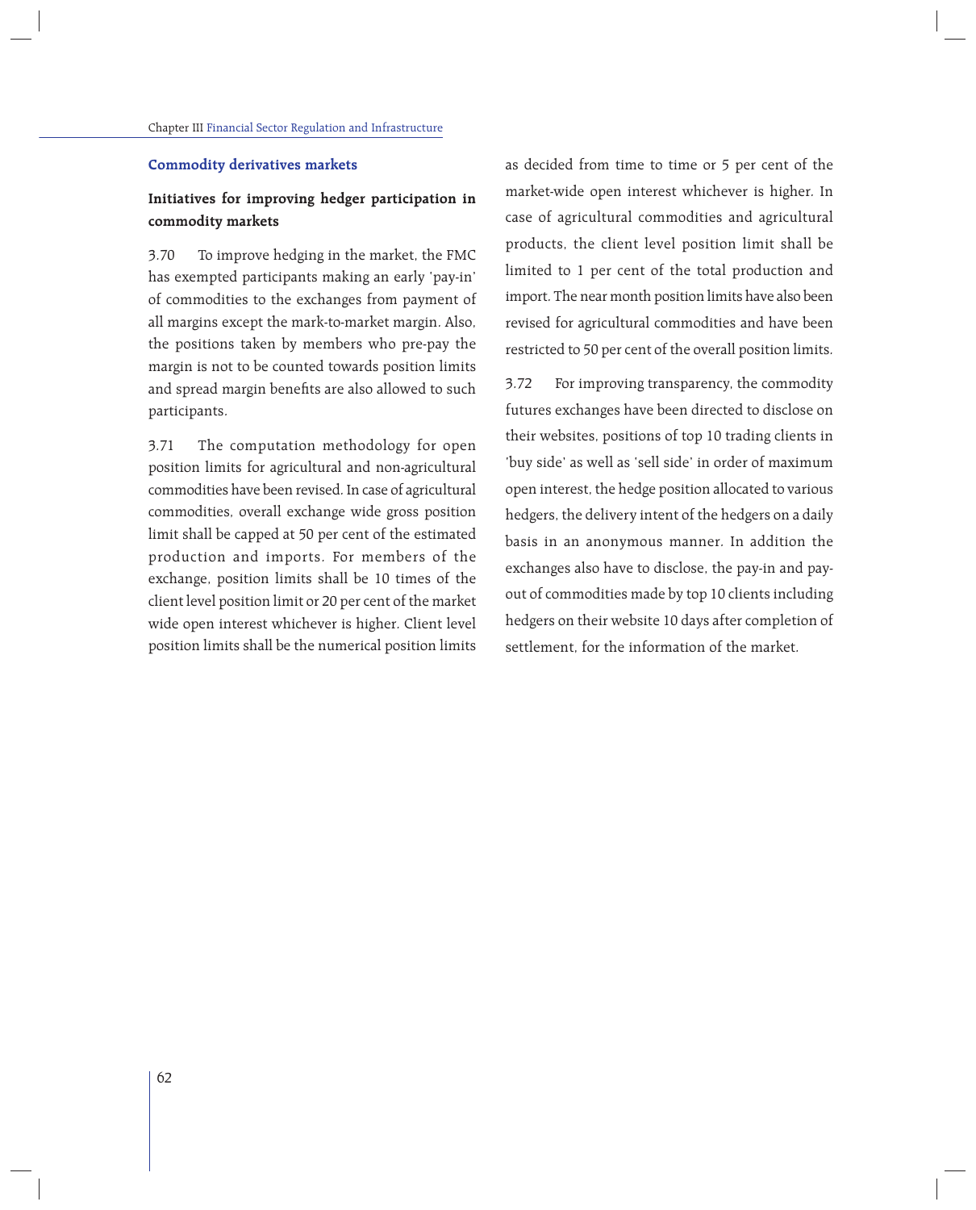## Commodity derivatives markets

### Initiatives for improving hedger participation in commodity markets

3.70 To improve hedging in the market, the FMC has exempted participants making an early 'pay-in' of commodities to the exchanges from payment of all margins except the mark-to-market margin. Also, the positions taken by members who pre-pay the margin is not to be counted towards position limits and spread margin benefits are also allowed to such participants.

3.71 The computation methodology for open position limits for agricultural and non-agricultural commodities have been revised. In case of agricultural commodities, overall exchange wide gross position limit shall be capped at 50 per cent of the estimated production and imports. For members of the exchange, position limits shall be 10 times of the client level position limit or 20 per cent of the market wide open interest whichever is higher. Client level position limits shall be the numerical position limits as decided from time to time or 5 per cent of the market-wide open interest whichever is higher. In case of agricultural commodities and agricultural products, the client level position limit shall be limited to 1 per cent of the total production and import. The near month position limits have also been revised for agricultural commodities and have been restricted to 50 per cent of the overall position limits.

3.72 For improving transparency, the commodity futures exchanges have been directed to disclose on their websites, positions of top 10 trading clients in 'buy side' as well as 'sell side' in order of maximum open interest, the hedge position allocated to various hedgers, the delivery intent of the hedgers on a daily basis in an anonymous manner. In addition the exchanges also have to disclose, the pay-in and pay-out of commodities made by top 10 clients including hedgers on their website 10 days after completion of settlement, for the information of the market.